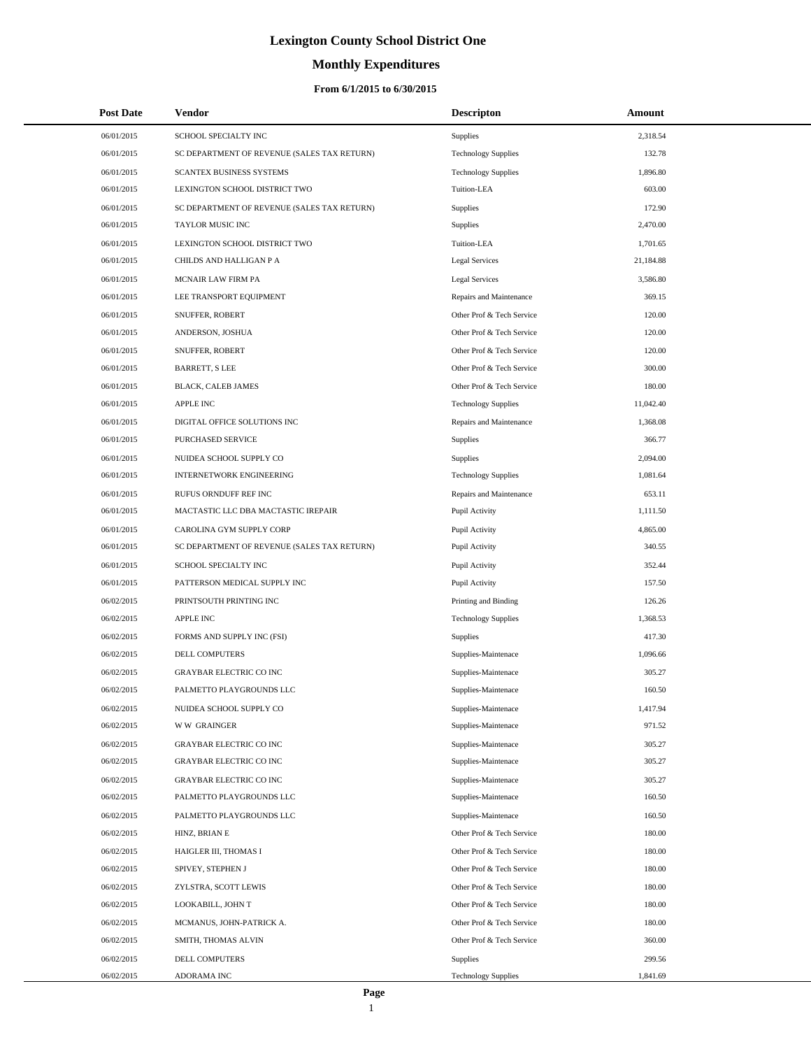# Lexington County School District One

## Monthly Expenditures

### From 6/1/2015 to 6/30/2015

| Post Date | Vendor | Descripton | Amount |
|---|---|---|---|
| 06/01/2015 | SCHOOL SPECIALTY INC | Supplies | 2,318.54 |
| 06/01/2015 | SC DEPARTMENT OF REVENUE (SALES TAX RETURN) | Technology Supplies | 132.78 |
| 06/01/2015 | SCANTEX BUSINESS SYSTEMS | Technology Supplies | 1,896.80 |
| 06/01/2015 | LEXINGTON SCHOOL DISTRICT TWO | Tuition-LEA | 603.00 |
| 06/01/2015 | SC DEPARTMENT OF REVENUE (SALES TAX RETURN) | Supplies | 172.90 |
| 06/01/2015 | TAYLOR MUSIC INC | Supplies | 2,470.00 |
| 06/01/2015 | LEXINGTON SCHOOL DISTRICT TWO | Tuition-LEA | 1,701.65 |
| 06/01/2015 | CHILDS AND HALLIGAN P A | Legal Services | 21,184.88 |
| 06/01/2015 | MCNAIR LAW FIRM PA | Legal Services | 3,586.80 |
| 06/01/2015 | LEE TRANSPORT EQUIPMENT | Repairs and Maintenance | 369.15 |
| 06/01/2015 | SNUFFER, ROBERT | Other Prof & Tech Service | 120.00 |
| 06/01/2015 | ANDERSON, JOSHUA | Other Prof & Tech Service | 120.00 |
| 06/01/2015 | SNUFFER, ROBERT | Other Prof & Tech Service | 120.00 |
| 06/01/2015 | BARRETT, S LEE | Other Prof & Tech Service | 300.00 |
| 06/01/2015 | BLACK, CALEB JAMES | Other Prof & Tech Service | 180.00 |
| 06/01/2015 | APPLE INC | Technology Supplies | 11,042.40 |
| 06/01/2015 | DIGITAL OFFICE SOLUTIONS INC | Repairs and Maintenance | 1,368.08 |
| 06/01/2015 | PURCHASED SERVICE | Supplies | 366.77 |
| 06/01/2015 | NUIDEA SCHOOL SUPPLY CO | Supplies | 2,094.00 |
| 06/01/2015 | INTERNETWORK ENGINEERING | Technology Supplies | 1,081.64 |
| 06/01/2015 | RUFUS ORNDUFF REF INC | Repairs and Maintenance | 653.11 |
| 06/01/2015 | MACTASTIC LLC DBA MACTASTIC IREPAIR | Pupil Activity | 1,111.50 |
| 06/01/2015 | CAROLINA GYM SUPPLY CORP | Pupil Activity | 4,865.00 |
| 06/01/2015 | SC DEPARTMENT OF REVENUE (SALES TAX RETURN) | Pupil Activity | 340.55 |
| 06/01/2015 | SCHOOL SPECIALTY INC | Pupil Activity | 352.44 |
| 06/01/2015 | PATTERSON MEDICAL SUPPLY INC | Pupil Activity | 157.50 |
| 06/02/2015 | PRINTSOUTH PRINTING INC | Printing and Binding | 126.26 |
| 06/02/2015 | APPLE INC | Technology Supplies | 1,368.53 |
| 06/02/2015 | FORMS AND SUPPLY INC (FSI) | Supplies | 417.30 |
| 06/02/2015 | DELL COMPUTERS | Supplies-Maintenace | 1,096.66 |
| 06/02/2015 | GRAYBAR ELECTRIC CO INC | Supplies-Maintenace | 305.27 |
| 06/02/2015 | PALMETTO PLAYGROUNDS LLC | Supplies-Maintenace | 160.50 |
| 06/02/2015 | NUIDEA SCHOOL SUPPLY CO | Supplies-Maintenace | 1,417.94 |
| 06/02/2015 | W W GRAINGER | Supplies-Maintenace | 971.52 |
| 06/02/2015 | GRAYBAR ELECTRIC CO INC | Supplies-Maintenace | 305.27 |
| 06/02/2015 | GRAYBAR ELECTRIC CO INC | Supplies-Maintenace | 305.27 |
| 06/02/2015 | GRAYBAR ELECTRIC CO INC | Supplies-Maintenace | 305.27 |
| 06/02/2015 | PALMETTO PLAYGROUNDS LLC | Supplies-Maintenace | 160.50 |
| 06/02/2015 | PALMETTO PLAYGROUNDS LLC | Supplies-Maintenace | 160.50 |
| 06/02/2015 | HINZ, BRIAN E | Other Prof & Tech Service | 180.00 |
| 06/02/2015 | HAIGLER III, THOMAS I | Other Prof & Tech Service | 180.00 |
| 06/02/2015 | SPIVEY, STEPHEN J | Other Prof & Tech Service | 180.00 |
| 06/02/2015 | ZYLSTRA, SCOTT LEWIS | Other Prof & Tech Service | 180.00 |
| 06/02/2015 | LOOKABILL, JOHN T | Other Prof & Tech Service | 180.00 |
| 06/02/2015 | MCMANUS, JOHN-PATRICK A. | Other Prof & Tech Service | 180.00 |
| 06/02/2015 | SMITH, THOMAS ALVIN | Other Prof & Tech Service | 360.00 |
| 06/02/2015 | DELL COMPUTERS | Supplies | 299.56 |
| 06/02/2015 | ADORAMA INC | Technology Supplies | 1,841.69 |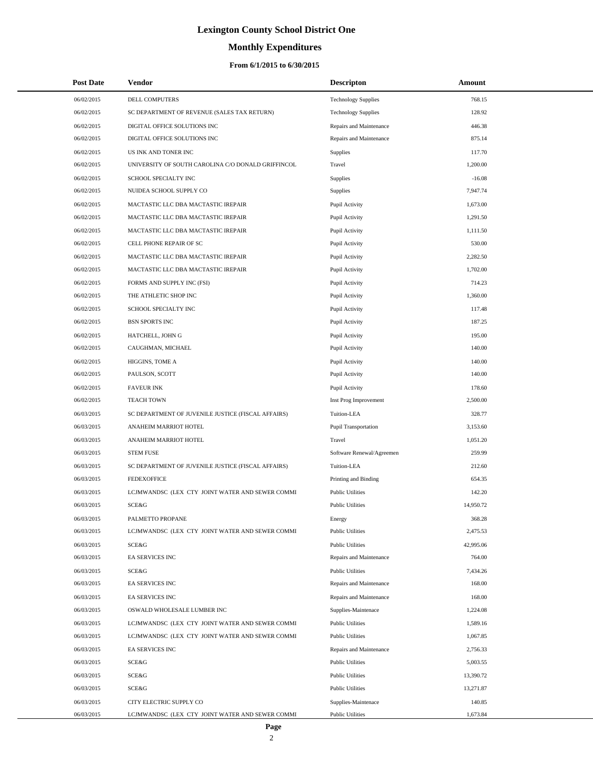# Lexington County School District One

## Monthly Expenditures

### From 6/1/2015 to 6/30/2015

| Post Date | Vendor | Descripton | Amount |
|---|---|---|---|
| 06/02/2015 | DELL COMPUTERS | Technology Supplies | 768.15 |
| 06/02/2015 | SC DEPARTMENT OF REVENUE (SALES TAX RETURN) | Technology Supplies | 128.92 |
| 06/02/2015 | DIGITAL OFFICE SOLUTIONS INC | Repairs and Maintenance | 446.38 |
| 06/02/2015 | DIGITAL OFFICE SOLUTIONS INC | Repairs and Maintenance | 875.14 |
| 06/02/2015 | US INK AND TONER INC | Supplies | 117.70 |
| 06/02/2015 | UNIVERSITY OF SOUTH CAROLINA C/O DONALD GRIFFINCOL | Travel | 1,200.00 |
| 06/02/2015 | SCHOOL SPECIALTY INC | Supplies | -16.08 |
| 06/02/2015 | NUIDEA SCHOOL SUPPLY CO | Supplies | 7,947.74 |
| 06/02/2015 | MACTASTIC LLC DBA MACTASTIC IREPAIR | Pupil Activity | 1,673.00 |
| 06/02/2015 | MACTASTIC LLC DBA MACTASTIC IREPAIR | Pupil Activity | 1,291.50 |
| 06/02/2015 | MACTASTIC LLC DBA MACTASTIC IREPAIR | Pupil Activity | 1,111.50 |
| 06/02/2015 | CELL PHONE REPAIR OF SC | Pupil Activity | 530.00 |
| 06/02/2015 | MACTASTIC LLC DBA MACTASTIC IREPAIR | Pupil Activity | 2,282.50 |
| 06/02/2015 | MACTASTIC LLC DBA MACTASTIC IREPAIR | Pupil Activity | 1,702.00 |
| 06/02/2015 | FORMS AND SUPPLY INC (FSI) | Pupil Activity | 714.23 |
| 06/02/2015 | THE ATHLETIC SHOP INC | Pupil Activity | 1,360.00 |
| 06/02/2015 | SCHOOL SPECIALTY INC | Pupil Activity | 117.48 |
| 06/02/2015 | BSN SPORTS INC | Pupil Activity | 187.25 |
| 06/02/2015 | HATCHELL, JOHN G | Pupil Activity | 195.00 |
| 06/02/2015 | CAUGHMAN, MICHAEL | Pupil Activity | 140.00 |
| 06/02/2015 | HIGGINS, TOME A | Pupil Activity | 140.00 |
| 06/02/2015 | PAULSON, SCOTT | Pupil Activity | 140.00 |
| 06/02/2015 | FAVEUR INK | Pupil Activity | 178.60 |
| 06/02/2015 | TEACH TOWN | Inst Prog Improvement | 2,500.00 |
| 06/03/2015 | SC DEPARTMENT OF JUVENILE JUSTICE (FISCAL AFFAIRS) | Tuition-LEA | 328.77 |
| 06/03/2015 | ANAHEIM MARRIOT HOTEL | Pupil Transportation | 3,153.60 |
| 06/03/2015 | ANAHEIM MARRIOT HOTEL | Travel | 1,051.20 |
| 06/03/2015 | STEM FUSE | Software Renewal/Agreemen | 259.99 |
| 06/03/2015 | SC DEPARTMENT OF JUVENILE JUSTICE (FISCAL AFFAIRS) | Tuition-LEA | 212.60 |
| 06/03/2015 | FEDEXOFFICE | Printing and Binding | 654.35 |
| 06/03/2015 | LCJMWANDSC (LEX CTY JOINT WATER AND SEWER COMMI | Public Utilities | 142.20 |
| 06/03/2015 | SCE&G | Public Utilities | 14,950.72 |
| 06/03/2015 | PALMETTO PROPANE | Energy | 368.28 |
| 06/03/2015 | LCJMWANDSC (LEX CTY JOINT WATER AND SEWER COMMI | Public Utilities | 2,475.53 |
| 06/03/2015 | SCE&G | Public Utilities | 42,995.06 |
| 06/03/2015 | EA SERVICES INC | Repairs and Maintenance | 764.00 |
| 06/03/2015 | SCE&G | Public Utilities | 7,434.26 |
| 06/03/2015 | EA SERVICES INC | Repairs and Maintenance | 168.00 |
| 06/03/2015 | EA SERVICES INC | Repairs and Maintenance | 168.00 |
| 06/03/2015 | OSWALD WHOLESALE LUMBER INC | Supplies-Maintenace | 1,224.08 |
| 06/03/2015 | LCJMWANDSC (LEX CTY JOINT WATER AND SEWER COMMI | Public Utilities | 1,589.16 |
| 06/03/2015 | LCJMWANDSC (LEX CTY JOINT WATER AND SEWER COMMI | Public Utilities | 1,067.85 |
| 06/03/2015 | EA SERVICES INC | Repairs and Maintenance | 2,756.33 |
| 06/03/2015 | SCE&G | Public Utilities | 5,003.55 |
| 06/03/2015 | SCE&G | Public Utilities | 13,390.72 |
| 06/03/2015 | SCE&G | Public Utilities | 13,271.87 |
| 06/03/2015 | CITY ELECTRIC SUPPLY CO | Supplies-Maintenace | 140.85 |
| 06/03/2015 | LCJMWANDSC (LEX CTY JOINT WATER AND SEWER COMMI | Public Utilities | 1,673.84 |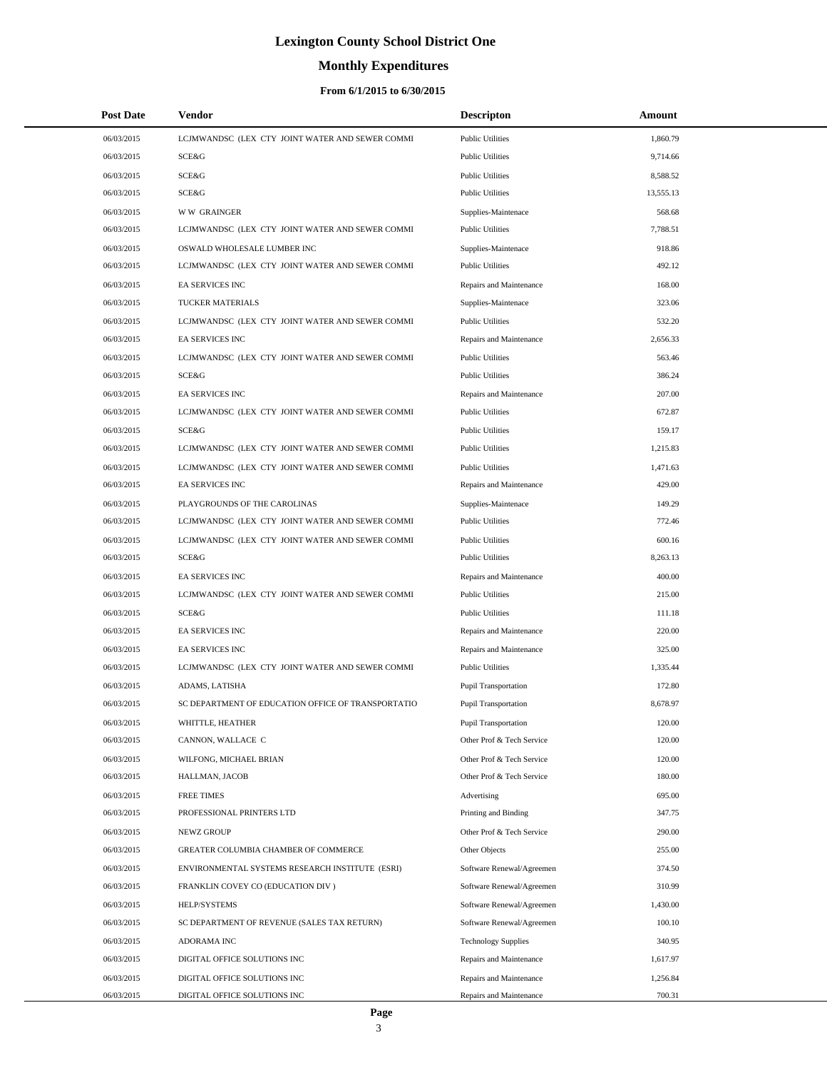# Lexington County School District One

## Monthly Expenditures

### From 6/1/2015 to 6/30/2015

| Post Date | Vendor | Descripton | Amount |
|---|---|---|---|
| 06/03/2015 | LCJMWANDSC (LEX CTY JOINT WATER AND SEWER COMMI | Public Utilities | 1,860.79 |
| 06/03/2015 | SCE&G | Public Utilities | 9,714.66 |
| 06/03/2015 | SCE&G | Public Utilities | 8,588.52 |
| 06/03/2015 | SCE&G | Public Utilities | 13,555.13 |
| 06/03/2015 | W W GRAINGER | Supplies-Maintenace | 568.68 |
| 06/03/2015 | LCJMWANDSC (LEX CTY JOINT WATER AND SEWER COMMI | Public Utilities | 7,788.51 |
| 06/03/2015 | OSWALD WHOLESALE LUMBER INC | Supplies-Maintenace | 918.86 |
| 06/03/2015 | LCJMWANDSC (LEX CTY JOINT WATER AND SEWER COMMI | Public Utilities | 492.12 |
| 06/03/2015 | EA SERVICES INC | Repairs and Maintenance | 168.00 |
| 06/03/2015 | TUCKER MATERIALS | Supplies-Maintenace | 323.06 |
| 06/03/2015 | LCJMWANDSC (LEX CTY JOINT WATER AND SEWER COMMI | Public Utilities | 532.20 |
| 06/03/2015 | EA SERVICES INC | Repairs and Maintenance | 2,656.33 |
| 06/03/2015 | LCJMWANDSC (LEX CTY JOINT WATER AND SEWER COMMI | Public Utilities | 563.46 |
| 06/03/2015 | SCE&G | Public Utilities | 386.24 |
| 06/03/2015 | EA SERVICES INC | Repairs and Maintenance | 207.00 |
| 06/03/2015 | LCJMWANDSC (LEX CTY JOINT WATER AND SEWER COMMI | Public Utilities | 672.87 |
| 06/03/2015 | SCE&G | Public Utilities | 159.17 |
| 06/03/2015 | LCJMWANDSC (LEX CTY JOINT WATER AND SEWER COMMI | Public Utilities | 1,215.83 |
| 06/03/2015 | LCJMWANDSC (LEX CTY JOINT WATER AND SEWER COMMI | Public Utilities | 1,471.63 |
| 06/03/2015 | EA SERVICES INC | Repairs and Maintenance | 429.00 |
| 06/03/2015 | PLAYGROUNDS OF THE CAROLINAS | Supplies-Maintenace | 149.29 |
| 06/03/2015 | LCJMWANDSC (LEX CTY JOINT WATER AND SEWER COMMI | Public Utilities | 772.46 |
| 06/03/2015 | LCJMWANDSC (LEX CTY JOINT WATER AND SEWER COMMI | Public Utilities | 600.16 |
| 06/03/2015 | SCE&G | Public Utilities | 8,263.13 |
| 06/03/2015 | EA SERVICES INC | Repairs and Maintenance | 400.00 |
| 06/03/2015 | LCJMWANDSC (LEX CTY JOINT WATER AND SEWER COMMI | Public Utilities | 215.00 |
| 06/03/2015 | SCE&G | Public Utilities | 111.18 |
| 06/03/2015 | EA SERVICES INC | Repairs and Maintenance | 220.00 |
| 06/03/2015 | EA SERVICES INC | Repairs and Maintenance | 325.00 |
| 06/03/2015 | LCJMWANDSC (LEX CTY JOINT WATER AND SEWER COMMI | Public Utilities | 1,335.44 |
| 06/03/2015 | ADAMS, LATISHA | Pupil Transportation | 172.80 |
| 06/03/2015 | SC DEPARTMENT OF EDUCATION OFFICE OF TRANSPORTATIO | Pupil Transportation | 8,678.97 |
| 06/03/2015 | WHITTLE, HEATHER | Pupil Transportation | 120.00 |
| 06/03/2015 | CANNON, WALLACE C | Other Prof & Tech Service | 120.00 |
| 06/03/2015 | WILFONG, MICHAEL BRIAN | Other Prof & Tech Service | 120.00 |
| 06/03/2015 | HALLMAN, JACOB | Other Prof & Tech Service | 180.00 |
| 06/03/2015 | FREE TIMES | Advertising | 695.00 |
| 06/03/2015 | PROFESSIONAL PRINTERS LTD | Printing and Binding | 347.75 |
| 06/03/2015 | NEWZ GROUP | Other Prof & Tech Service | 290.00 |
| 06/03/2015 | GREATER COLUMBIA CHAMBER OF COMMERCE | Other Objects | 255.00 |
| 06/03/2015 | ENVIRONMENTAL SYSTEMS RESEARCH INSTITUTE (ESRI) | Software Renewal/Agreemen | 374.50 |
| 06/03/2015 | FRANKLIN COVEY CO (EDUCATION DIV ) | Software Renewal/Agreemen | 310.99 |
| 06/03/2015 | HELP/SYSTEMS | Software Renewal/Agreemen | 1,430.00 |
| 06/03/2015 | SC DEPARTMENT OF REVENUE (SALES TAX RETURN) | Software Renewal/Agreemen | 100.10 |
| 06/03/2015 | ADORAMA INC | Technology Supplies | 340.95 |
| 06/03/2015 | DIGITAL OFFICE SOLUTIONS INC | Repairs and Maintenance | 1,617.97 |
| 06/03/2015 | DIGITAL OFFICE SOLUTIONS INC | Repairs and Maintenance | 1,256.84 |
| 06/03/2015 | DIGITAL OFFICE SOLUTIONS INC | Repairs and Maintenance | 700.31 |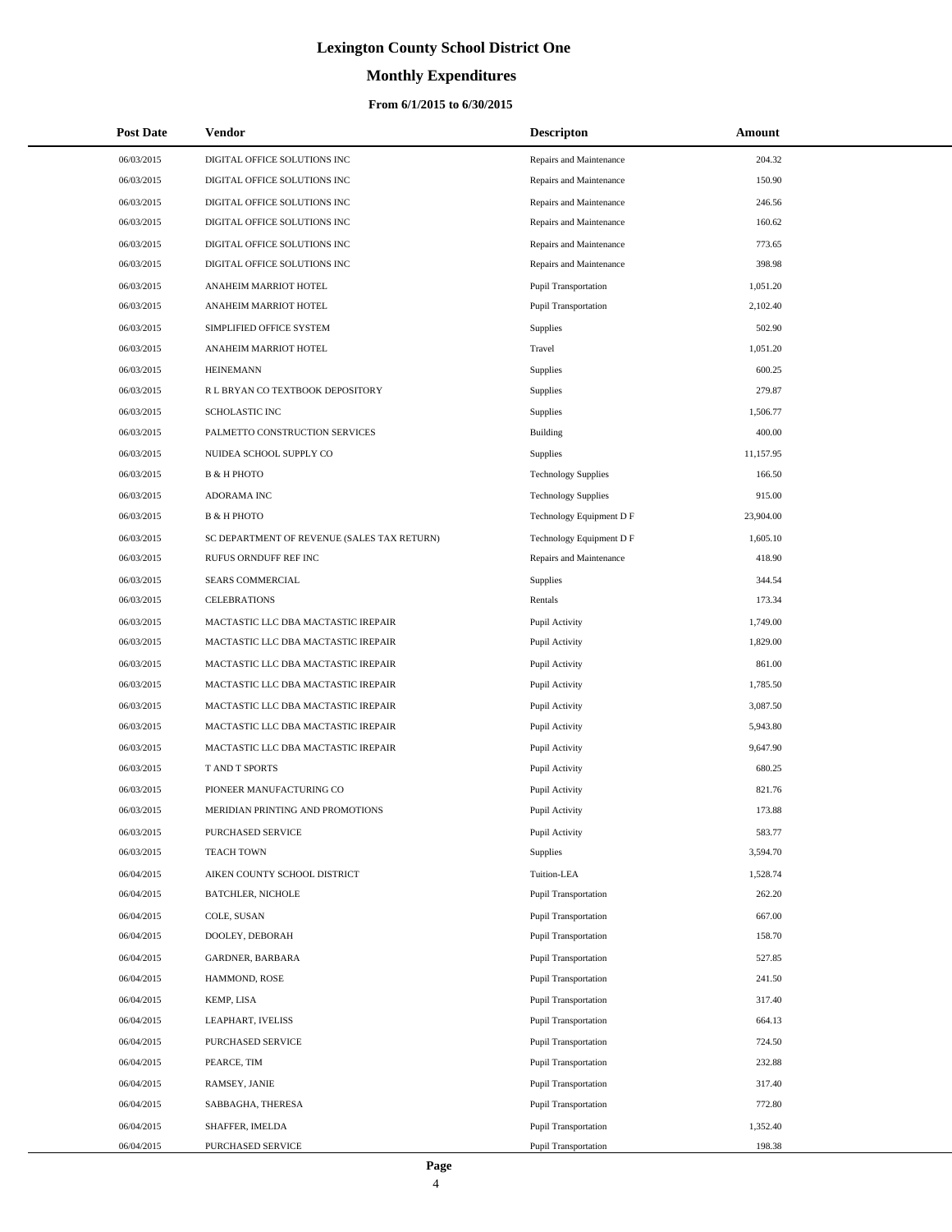# Lexington County School District One

## Monthly Expenditures

### From 6/1/2015 to 6/30/2015

| Post Date | Vendor | Descripton | Amount |
|---|---|---|---|
| 06/03/2015 | DIGITAL OFFICE SOLUTIONS INC | Repairs and Maintenance | 204.32 |
| 06/03/2015 | DIGITAL OFFICE SOLUTIONS INC | Repairs and Maintenance | 150.90 |
| 06/03/2015 | DIGITAL OFFICE SOLUTIONS INC | Repairs and Maintenance | 246.56 |
| 06/03/2015 | DIGITAL OFFICE SOLUTIONS INC | Repairs and Maintenance | 160.62 |
| 06/03/2015 | DIGITAL OFFICE SOLUTIONS INC | Repairs and Maintenance | 773.65 |
| 06/03/2015 | DIGITAL OFFICE SOLUTIONS INC | Repairs and Maintenance | 398.98 |
| 06/03/2015 | ANAHEIM MARRIOT HOTEL | Pupil Transportation | 1,051.20 |
| 06/03/2015 | ANAHEIM MARRIOT HOTEL | Pupil Transportation | 2,102.40 |
| 06/03/2015 | SIMPLIFIED OFFICE SYSTEM | Supplies | 502.90 |
| 06/03/2015 | ANAHEIM MARRIOT HOTEL | Travel | 1,051.20 |
| 06/03/2015 | HEINEMANN | Supplies | 600.25 |
| 06/03/2015 | R L BRYAN CO TEXTBOOK DEPOSITORY | Supplies | 279.87 |
| 06/03/2015 | SCHOLASTIC INC | Supplies | 1,506.77 |
| 06/03/2015 | PALMETTO CONSTRUCTION SERVICES | Building | 400.00 |
| 06/03/2015 | NUIDEA SCHOOL SUPPLY CO | Supplies | 11,157.95 |
| 06/03/2015 | B & H PHOTO | Technology Supplies | 166.50 |
| 06/03/2015 | ADORAMA INC | Technology Supplies | 915.00 |
| 06/03/2015 | B & H PHOTO | Technology Equipment D F | 23,904.00 |
| 06/03/2015 | SC DEPARTMENT OF REVENUE (SALES TAX RETURN) | Technology Equipment D F | 1,605.10 |
| 06/03/2015 | RUFUS ORNDUFF REF INC | Repairs and Maintenance | 418.90 |
| 06/03/2015 | SEARS COMMERCIAL | Supplies | 344.54 |
| 06/03/2015 | CELEBRATIONS | Rentals | 173.34 |
| 06/03/2015 | MACTASTIC LLC DBA MACTASTIC IREPAIR | Pupil Activity | 1,749.00 |
| 06/03/2015 | MACTASTIC LLC DBA MACTASTIC IREPAIR | Pupil Activity | 1,829.00 |
| 06/03/2015 | MACTASTIC LLC DBA MACTASTIC IREPAIR | Pupil Activity | 861.00 |
| 06/03/2015 | MACTASTIC LLC DBA MACTASTIC IREPAIR | Pupil Activity | 1,785.50 |
| 06/03/2015 | MACTASTIC LLC DBA MACTASTIC IREPAIR | Pupil Activity | 3,087.50 |
| 06/03/2015 | MACTASTIC LLC DBA MACTASTIC IREPAIR | Pupil Activity | 5,943.80 |
| 06/03/2015 | MACTASTIC LLC DBA MACTASTIC IREPAIR | Pupil Activity | 9,647.90 |
| 06/03/2015 | T AND T SPORTS | Pupil Activity | 680.25 |
| 06/03/2015 | PIONEER MANUFACTURING CO | Pupil Activity | 821.76 |
| 06/03/2015 | MERIDIAN PRINTING AND PROMOTIONS | Pupil Activity | 173.88 |
| 06/03/2015 | PURCHASED SERVICE | Pupil Activity | 583.77 |
| 06/03/2015 | TEACH TOWN | Supplies | 3,594.70 |
| 06/04/2015 | AIKEN COUNTY SCHOOL DISTRICT | Tuition-LEA | 1,528.74 |
| 06/04/2015 | BATCHLER, NICHOLE | Pupil Transportation | 262.20 |
| 06/04/2015 | COLE, SUSAN | Pupil Transportation | 667.00 |
| 06/04/2015 | DOOLEY, DEBORAH | Pupil Transportation | 158.70 |
| 06/04/2015 | GARDNER, BARBARA | Pupil Transportation | 527.85 |
| 06/04/2015 | HAMMOND, ROSE | Pupil Transportation | 241.50 |
| 06/04/2015 | KEMP, LISA | Pupil Transportation | 317.40 |
| 06/04/2015 | LEAPHART, IVELISS | Pupil Transportation | 664.13 |
| 06/04/2015 | PURCHASED SERVICE | Pupil Transportation | 724.50 |
| 06/04/2015 | PEARCE, TIM | Pupil Transportation | 232.88 |
| 06/04/2015 | RAMSEY, JANIE | Pupil Transportation | 317.40 |
| 06/04/2015 | SABBAGHA, THERESA | Pupil Transportation | 772.80 |
| 06/04/2015 | SHAFFER, IMELDA | Pupil Transportation | 1,352.40 |
| 06/04/2015 | PURCHASED SERVICE | Pupil Transportation | 198.38 |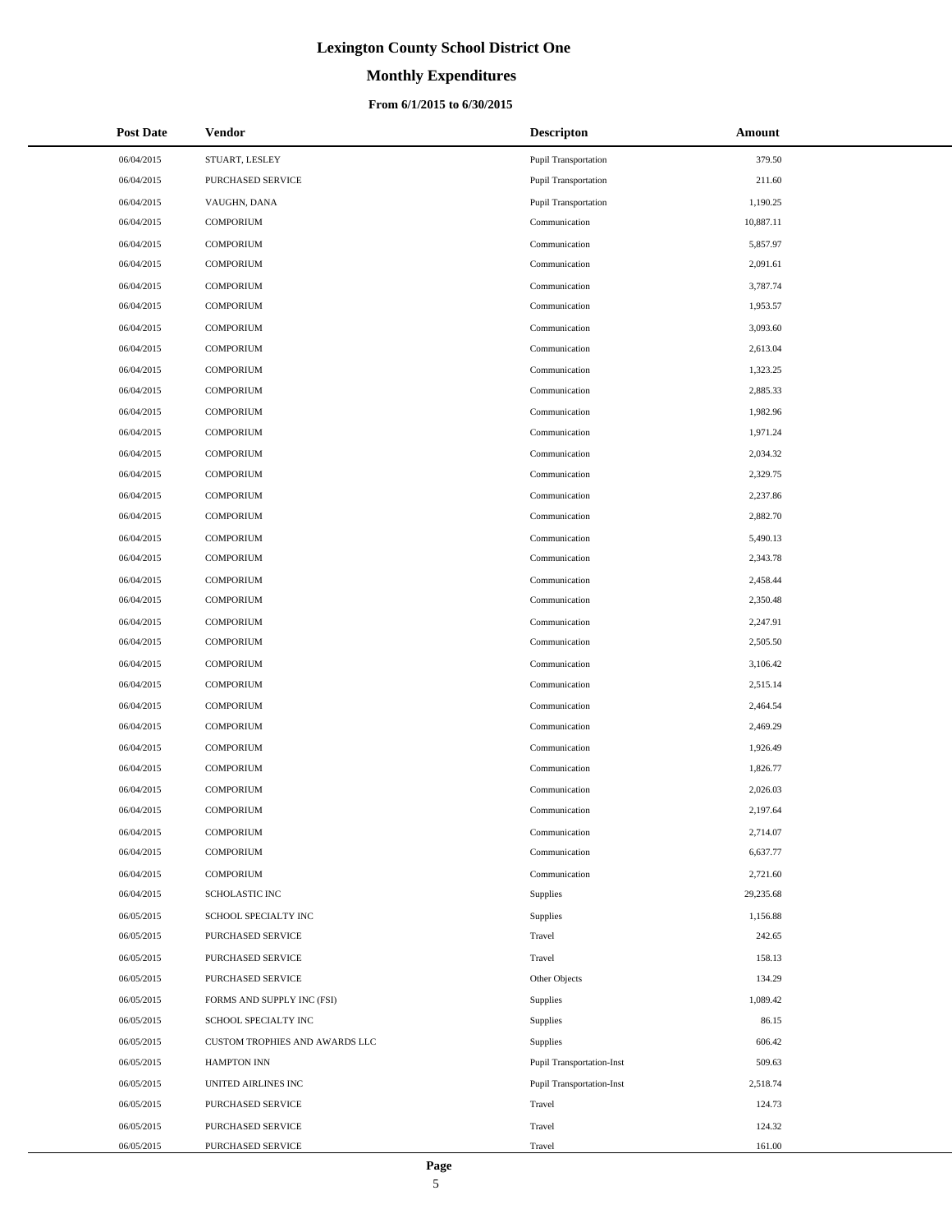# Lexington County School District One

## Monthly Expenditures

### From 6/1/2015 to 6/30/2015

| Post Date | Vendor | Descripton | Amount |
|---|---|---|---|
| 06/04/2015 | STUART, LESLEY | Pupil Transportation | 379.50 |
| 06/04/2015 | PURCHASED SERVICE | Pupil Transportation | 211.60 |
| 06/04/2015 | VAUGHN, DANA | Pupil Transportation | 1,190.25 |
| 06/04/2015 | COMPORIUM | Communication | 10,887.11 |
| 06/04/2015 | COMPORIUM | Communication | 5,857.97 |
| 06/04/2015 | COMPORIUM | Communication | 2,091.61 |
| 06/04/2015 | COMPORIUM | Communication | 3,787.74 |
| 06/04/2015 | COMPORIUM | Communication | 1,953.57 |
| 06/04/2015 | COMPORIUM | Communication | 3,093.60 |
| 06/04/2015 | COMPORIUM | Communication | 2,613.04 |
| 06/04/2015 | COMPORIUM | Communication | 1,323.25 |
| 06/04/2015 | COMPORIUM | Communication | 2,885.33 |
| 06/04/2015 | COMPORIUM | Communication | 1,982.96 |
| 06/04/2015 | COMPORIUM | Communication | 1,971.24 |
| 06/04/2015 | COMPORIUM | Communication | 2,034.32 |
| 06/04/2015 | COMPORIUM | Communication | 2,329.75 |
| 06/04/2015 | COMPORIUM | Communication | 2,237.86 |
| 06/04/2015 | COMPORIUM | Communication | 2,882.70 |
| 06/04/2015 | COMPORIUM | Communication | 5,490.13 |
| 06/04/2015 | COMPORIUM | Communication | 2,343.78 |
| 06/04/2015 | COMPORIUM | Communication | 2,458.44 |
| 06/04/2015 | COMPORIUM | Communication | 2,350.48 |
| 06/04/2015 | COMPORIUM | Communication | 2,247.91 |
| 06/04/2015 | COMPORIUM | Communication | 2,505.50 |
| 06/04/2015 | COMPORIUM | Communication | 3,106.42 |
| 06/04/2015 | COMPORIUM | Communication | 2,515.14 |
| 06/04/2015 | COMPORIUM | Communication | 2,464.54 |
| 06/04/2015 | COMPORIUM | Communication | 2,469.29 |
| 06/04/2015 | COMPORIUM | Communication | 1,926.49 |
| 06/04/2015 | COMPORIUM | Communication | 1,826.77 |
| 06/04/2015 | COMPORIUM | Communication | 2,026.03 |
| 06/04/2015 | COMPORIUM | Communication | 2,197.64 |
| 06/04/2015 | COMPORIUM | Communication | 2,714.07 |
| 06/04/2015 | COMPORIUM | Communication | 6,637.77 |
| 06/04/2015 | COMPORIUM | Communication | 2,721.60 |
| 06/04/2015 | SCHOLASTIC INC | Supplies | 29,235.68 |
| 06/05/2015 | SCHOOL SPECIALTY INC | Supplies | 1,156.88 |
| 06/05/2015 | PURCHASED SERVICE | Travel | 242.65 |
| 06/05/2015 | PURCHASED SERVICE | Travel | 158.13 |
| 06/05/2015 | PURCHASED SERVICE | Other Objects | 134.29 |
| 06/05/2015 | FORMS AND SUPPLY INC (FSI) | Supplies | 1,089.42 |
| 06/05/2015 | SCHOOL SPECIALTY INC | Supplies | 86.15 |
| 06/05/2015 | CUSTOM TROPHIES AND AWARDS LLC | Supplies | 606.42 |
| 06/05/2015 | HAMPTON INN | Pupil Transportation-Inst | 509.63 |
| 06/05/2015 | UNITED AIRLINES INC | Pupil Transportation-Inst | 2,518.74 |
| 06/05/2015 | PURCHASED SERVICE | Travel | 124.73 |
| 06/05/2015 | PURCHASED SERVICE | Travel | 124.32 |
| 06/05/2015 | PURCHASED SERVICE | Travel | 161.00 |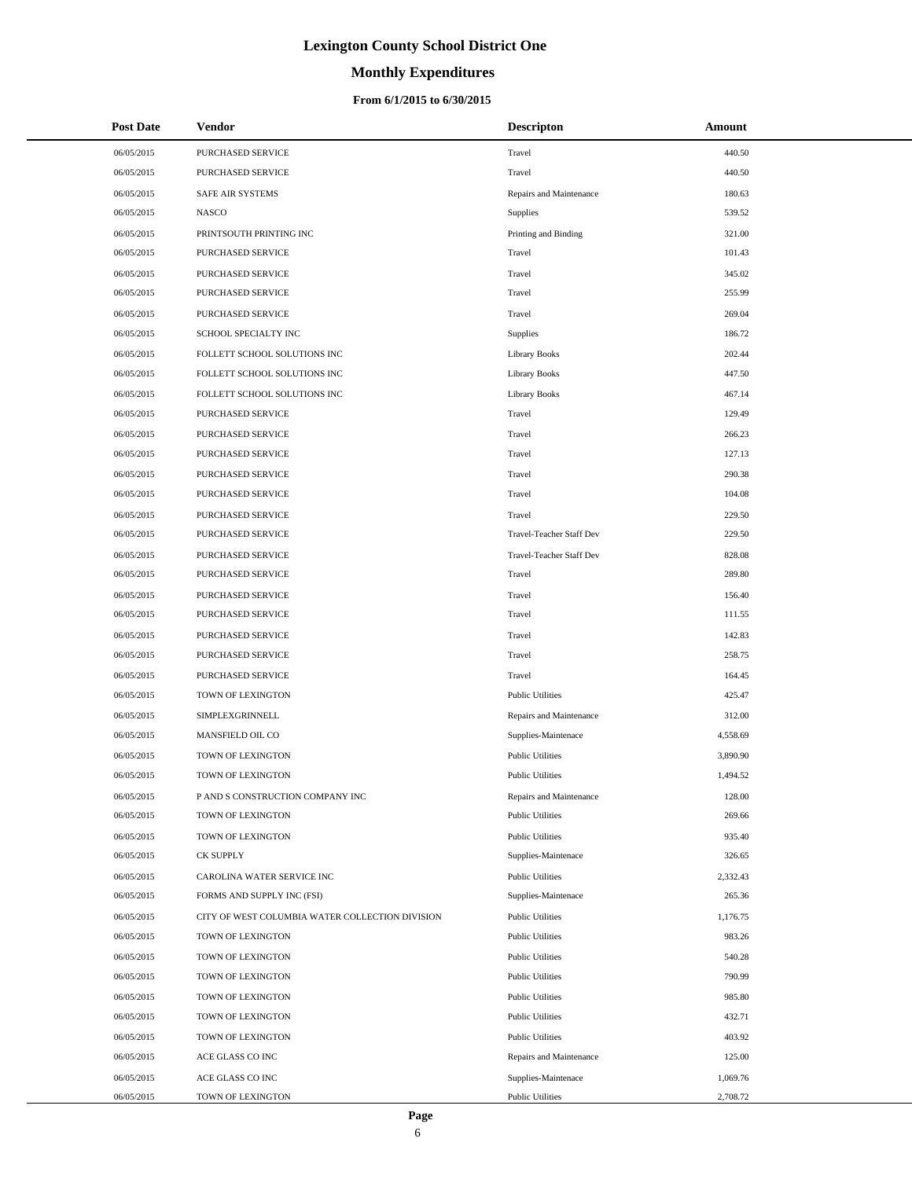# Lexington County School District One

## Monthly Expenditures

### From 6/1/2015 to 6/30/2015

| Post Date | Vendor | Descripton | Amount |
|---|---|---|---|
| 06/05/2015 | PURCHASED SERVICE | Travel | 440.50 |
| 06/05/2015 | PURCHASED SERVICE | Travel | 440.50 |
| 06/05/2015 | SAFE AIR SYSTEMS | Repairs and Maintenance | 180.63 |
| 06/05/2015 | NASCO | Supplies | 539.52 |
| 06/05/2015 | PRINTSOUTH PRINTING INC | Printing and Binding | 321.00 |
| 06/05/2015 | PURCHASED SERVICE | Travel | 101.43 |
| 06/05/2015 | PURCHASED SERVICE | Travel | 345.02 |
| 06/05/2015 | PURCHASED SERVICE | Travel | 255.99 |
| 06/05/2015 | PURCHASED SERVICE | Travel | 269.04 |
| 06/05/2015 | SCHOOL SPECIALTY INC | Supplies | 186.72 |
| 06/05/2015 | FOLLETT SCHOOL SOLUTIONS INC | Library Books | 202.44 |
| 06/05/2015 | FOLLETT SCHOOL SOLUTIONS INC | Library Books | 447.50 |
| 06/05/2015 | FOLLETT SCHOOL SOLUTIONS INC | Library Books | 467.14 |
| 06/05/2015 | PURCHASED SERVICE | Travel | 129.49 |
| 06/05/2015 | PURCHASED SERVICE | Travel | 266.23 |
| 06/05/2015 | PURCHASED SERVICE | Travel | 127.13 |
| 06/05/2015 | PURCHASED SERVICE | Travel | 290.38 |
| 06/05/2015 | PURCHASED SERVICE | Travel | 104.08 |
| 06/05/2015 | PURCHASED SERVICE | Travel | 229.50 |
| 06/05/2015 | PURCHASED SERVICE | Travel-Teacher Staff Dev | 229.50 |
| 06/05/2015 | PURCHASED SERVICE | Travel-Teacher Staff Dev | 828.08 |
| 06/05/2015 | PURCHASED SERVICE | Travel | 289.80 |
| 06/05/2015 | PURCHASED SERVICE | Travel | 156.40 |
| 06/05/2015 | PURCHASED SERVICE | Travel | 111.55 |
| 06/05/2015 | PURCHASED SERVICE | Travel | 142.83 |
| 06/05/2015 | PURCHASED SERVICE | Travel | 258.75 |
| 06/05/2015 | PURCHASED SERVICE | Travel | 164.45 |
| 06/05/2015 | TOWN OF LEXINGTON | Public Utilities | 425.47 |
| 06/05/2015 | SIMPLEXGRINNELL | Repairs and Maintenance | 312.00 |
| 06/05/2015 | MANSFIELD OIL CO | Supplies-Maintenace | 4,558.69 |
| 06/05/2015 | TOWN OF LEXINGTON | Public Utilities | 3,890.90 |
| 06/05/2015 | TOWN OF LEXINGTON | Public Utilities | 1,494.52 |
| 06/05/2015 | P AND S CONSTRUCTION COMPANY INC | Repairs and Maintenance | 128.00 |
| 06/05/2015 | TOWN OF LEXINGTON | Public Utilities | 269.66 |
| 06/05/2015 | TOWN OF LEXINGTON | Public Utilities | 935.40 |
| 06/05/2015 | CK SUPPLY | Supplies-Maintenace | 326.65 |
| 06/05/2015 | CAROLINA WATER SERVICE INC | Public Utilities | 2,332.43 |
| 06/05/2015 | FORMS AND SUPPLY INC (FSI) | Supplies-Maintenace | 265.36 |
| 06/05/2015 | CITY OF WEST COLUMBIA WATER COLLECTION DIVISION | Public Utilities | 1,176.75 |
| 06/05/2015 | TOWN OF LEXINGTON | Public Utilities | 983.26 |
| 06/05/2015 | TOWN OF LEXINGTON | Public Utilities | 540.28 |
| 06/05/2015 | TOWN OF LEXINGTON | Public Utilities | 790.99 |
| 06/05/2015 | TOWN OF LEXINGTON | Public Utilities | 985.80 |
| 06/05/2015 | TOWN OF LEXINGTON | Public Utilities | 432.71 |
| 06/05/2015 | TOWN OF LEXINGTON | Public Utilities | 403.92 |
| 06/05/2015 | ACE GLASS CO INC | Repairs and Maintenance | 125.00 |
| 06/05/2015 | ACE GLASS CO INC | Supplies-Maintenace | 1,069.76 |
| 06/05/2015 | TOWN OF LEXINGTON | Public Utilities | 2,708.72 |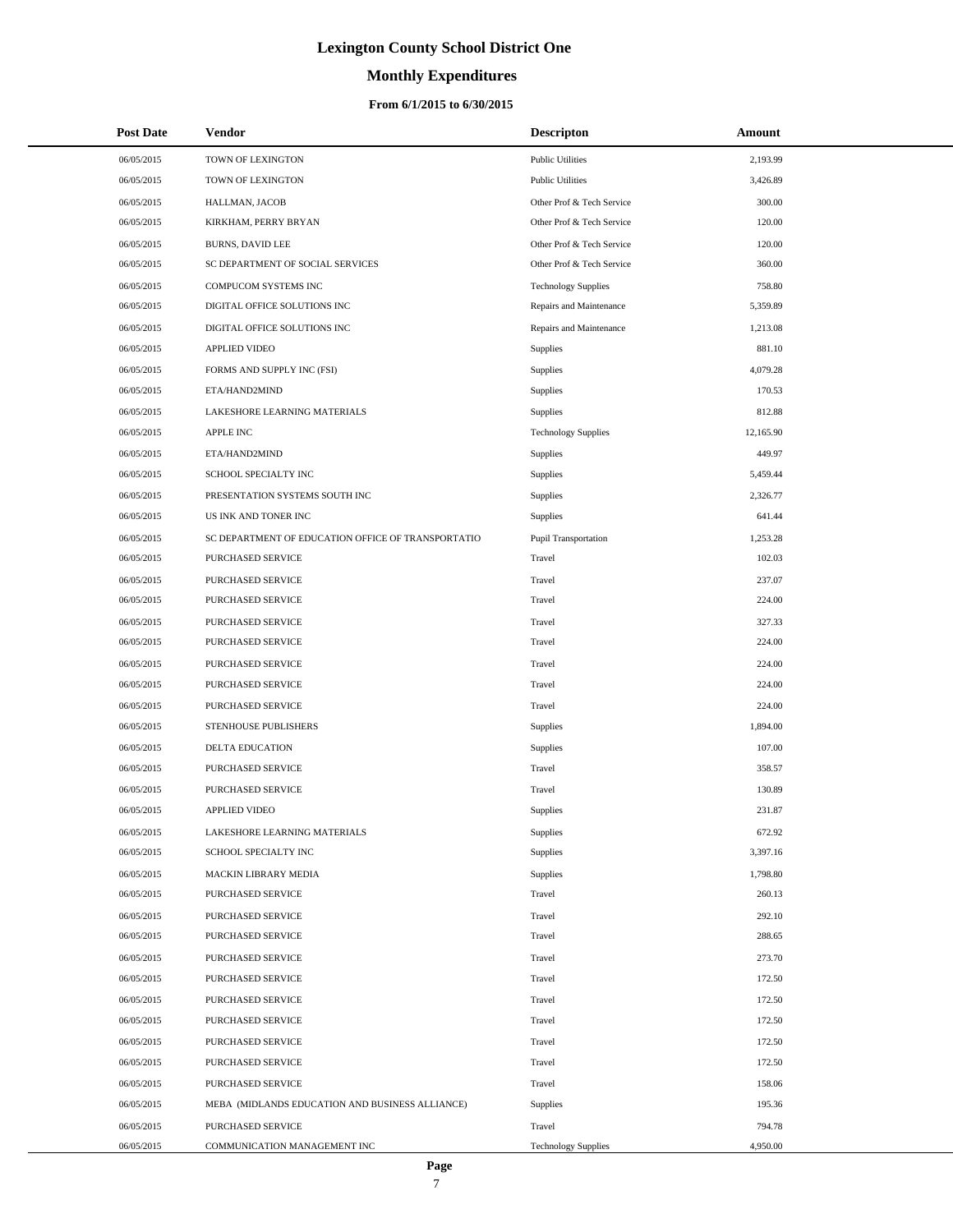# Lexington County School District One

## Monthly Expenditures

### From 6/1/2015 to 6/30/2015

| Post Date | Vendor | Descripton | Amount |
|---|---|---|---|
| 06/05/2015 | TOWN OF LEXINGTON | Public Utilities | 2,193.99 |
| 06/05/2015 | TOWN OF LEXINGTON | Public Utilities | 3,426.89 |
| 06/05/2015 | HALLMAN, JACOB | Other Prof & Tech Service | 300.00 |
| 06/05/2015 | KIRKHAM, PERRY BRYAN | Other Prof & Tech Service | 120.00 |
| 06/05/2015 | BURNS, DAVID LEE | Other Prof & Tech Service | 120.00 |
| 06/05/2015 | SC DEPARTMENT OF SOCIAL SERVICES | Other Prof & Tech Service | 360.00 |
| 06/05/2015 | COMPUCOM SYSTEMS INC | Technology Supplies | 758.80 |
| 06/05/2015 | DIGITAL OFFICE SOLUTIONS INC | Repairs and Maintenance | 5,359.89 |
| 06/05/2015 | DIGITAL OFFICE SOLUTIONS INC | Repairs and Maintenance | 1,213.08 |
| 06/05/2015 | APPLIED VIDEO | Supplies | 881.10 |
| 06/05/2015 | FORMS AND SUPPLY INC (FSI) | Supplies | 4,079.28 |
| 06/05/2015 | ETA/HAND2MIND | Supplies | 170.53 |
| 06/05/2015 | LAKESHORE LEARNING MATERIALS | Supplies | 812.88 |
| 06/05/2015 | APPLE INC | Technology Supplies | 12,165.90 |
| 06/05/2015 | ETA/HAND2MIND | Supplies | 449.97 |
| 06/05/2015 | SCHOOL SPECIALTY INC | Supplies | 5,459.44 |
| 06/05/2015 | PRESENTATION SYSTEMS SOUTH INC | Supplies | 2,326.77 |
| 06/05/2015 | US INK AND TONER INC | Supplies | 641.44 |
| 06/05/2015 | SC DEPARTMENT OF EDUCATION OFFICE OF TRANSPORTATIO | Pupil Transportation | 1,253.28 |
| 06/05/2015 | PURCHASED SERVICE | Travel | 102.03 |
| 06/05/2015 | PURCHASED SERVICE | Travel | 237.07 |
| 06/05/2015 | PURCHASED SERVICE | Travel | 224.00 |
| 06/05/2015 | PURCHASED SERVICE | Travel | 327.33 |
| 06/05/2015 | PURCHASED SERVICE | Travel | 224.00 |
| 06/05/2015 | PURCHASED SERVICE | Travel | 224.00 |
| 06/05/2015 | PURCHASED SERVICE | Travel | 224.00 |
| 06/05/2015 | PURCHASED SERVICE | Travel | 224.00 |
| 06/05/2015 | STENHOUSE PUBLISHERS | Supplies | 1,894.00 |
| 06/05/2015 | DELTA EDUCATION | Supplies | 107.00 |
| 06/05/2015 | PURCHASED SERVICE | Travel | 358.57 |
| 06/05/2015 | PURCHASED SERVICE | Travel | 130.89 |
| 06/05/2015 | APPLIED VIDEO | Supplies | 231.87 |
| 06/05/2015 | LAKESHORE LEARNING MATERIALS | Supplies | 672.92 |
| 06/05/2015 | SCHOOL SPECIALTY INC | Supplies | 3,397.16 |
| 06/05/2015 | MACKIN LIBRARY MEDIA | Supplies | 1,798.80 |
| 06/05/2015 | PURCHASED SERVICE | Travel | 260.13 |
| 06/05/2015 | PURCHASED SERVICE | Travel | 292.10 |
| 06/05/2015 | PURCHASED SERVICE | Travel | 288.65 |
| 06/05/2015 | PURCHASED SERVICE | Travel | 273.70 |
| 06/05/2015 | PURCHASED SERVICE | Travel | 172.50 |
| 06/05/2015 | PURCHASED SERVICE | Travel | 172.50 |
| 06/05/2015 | PURCHASED SERVICE | Travel | 172.50 |
| 06/05/2015 | PURCHASED SERVICE | Travel | 172.50 |
| 06/05/2015 | PURCHASED SERVICE | Travel | 172.50 |
| 06/05/2015 | PURCHASED SERVICE | Travel | 158.06 |
| 06/05/2015 | MEBA (MIDLANDS EDUCATION AND BUSINESS ALLIANCE) | Supplies | 195.36 |
| 06/05/2015 | PURCHASED SERVICE | Travel | 794.78 |
| 06/05/2015 | COMMUNICATION MANAGEMENT INC | Technology Supplies | 4,950.00 |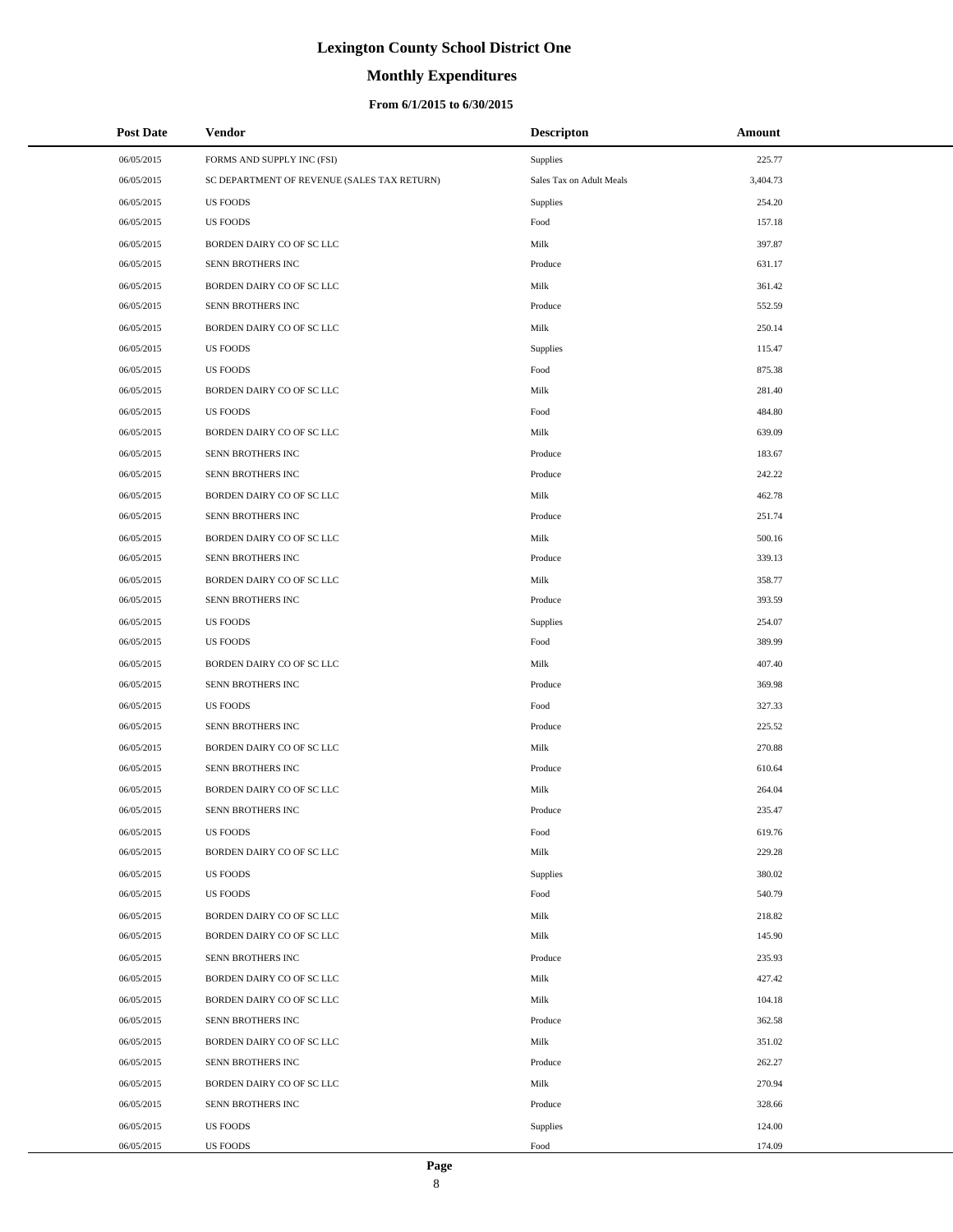# Lexington County School District One

## Monthly Expenditures

### From 6/1/2015 to 6/30/2015

| Post Date | Vendor | Descripton | Amount |
|---|---|---|---|
| 06/05/2015 | FORMS AND SUPPLY INC (FSI) | Supplies | 225.77 |
| 06/05/2015 | SC DEPARTMENT OF REVENUE (SALES TAX RETURN) | Sales Tax on Adult Meals | 3,404.73 |
| 06/05/2015 | US FOODS | Supplies | 254.20 |
| 06/05/2015 | US FOODS | Food | 157.18 |
| 06/05/2015 | BORDEN DAIRY CO OF SC LLC | Milk | 397.87 |
| 06/05/2015 | SENN BROTHERS INC | Produce | 631.17 |
| 06/05/2015 | BORDEN DAIRY CO OF SC LLC | Milk | 361.42 |
| 06/05/2015 | SENN BROTHERS INC | Produce | 552.59 |
| 06/05/2015 | BORDEN DAIRY CO OF SC LLC | Milk | 250.14 |
| 06/05/2015 | US FOODS | Supplies | 115.47 |
| 06/05/2015 | US FOODS | Food | 875.38 |
| 06/05/2015 | BORDEN DAIRY CO OF SC LLC | Milk | 281.40 |
| 06/05/2015 | US FOODS | Food | 484.80 |
| 06/05/2015 | BORDEN DAIRY CO OF SC LLC | Milk | 639.09 |
| 06/05/2015 | SENN BROTHERS INC | Produce | 183.67 |
| 06/05/2015 | SENN BROTHERS INC | Produce | 242.22 |
| 06/05/2015 | BORDEN DAIRY CO OF SC LLC | Milk | 462.78 |
| 06/05/2015 | SENN BROTHERS INC | Produce | 251.74 |
| 06/05/2015 | BORDEN DAIRY CO OF SC LLC | Milk | 500.16 |
| 06/05/2015 | SENN BROTHERS INC | Produce | 339.13 |
| 06/05/2015 | BORDEN DAIRY CO OF SC LLC | Milk | 358.77 |
| 06/05/2015 | SENN BROTHERS INC | Produce | 393.59 |
| 06/05/2015 | US FOODS | Supplies | 254.07 |
| 06/05/2015 | US FOODS | Food | 389.99 |
| 06/05/2015 | BORDEN DAIRY CO OF SC LLC | Milk | 407.40 |
| 06/05/2015 | SENN BROTHERS INC | Produce | 369.98 |
| 06/05/2015 | US FOODS | Food | 327.33 |
| 06/05/2015 | SENN BROTHERS INC | Produce | 225.52 |
| 06/05/2015 | BORDEN DAIRY CO OF SC LLC | Milk | 270.88 |
| 06/05/2015 | SENN BROTHERS INC | Produce | 610.64 |
| 06/05/2015 | BORDEN DAIRY CO OF SC LLC | Milk | 264.04 |
| 06/05/2015 | SENN BROTHERS INC | Produce | 235.47 |
| 06/05/2015 | US FOODS | Food | 619.76 |
| 06/05/2015 | BORDEN DAIRY CO OF SC LLC | Milk | 229.28 |
| 06/05/2015 | US FOODS | Supplies | 380.02 |
| 06/05/2015 | US FOODS | Food | 540.79 |
| 06/05/2015 | BORDEN DAIRY CO OF SC LLC | Milk | 218.82 |
| 06/05/2015 | BORDEN DAIRY CO OF SC LLC | Milk | 145.90 |
| 06/05/2015 | SENN BROTHERS INC | Produce | 235.93 |
| 06/05/2015 | BORDEN DAIRY CO OF SC LLC | Milk | 427.42 |
| 06/05/2015 | BORDEN DAIRY CO OF SC LLC | Milk | 104.18 |
| 06/05/2015 | SENN BROTHERS INC | Produce | 362.58 |
| 06/05/2015 | BORDEN DAIRY CO OF SC LLC | Milk | 351.02 |
| 06/05/2015 | SENN BROTHERS INC | Produce | 262.27 |
| 06/05/2015 | BORDEN DAIRY CO OF SC LLC | Milk | 270.94 |
| 06/05/2015 | SENN BROTHERS INC | Produce | 328.66 |
| 06/05/2015 | US FOODS | Supplies | 124.00 |
| 06/05/2015 | US FOODS | Food | 174.09 |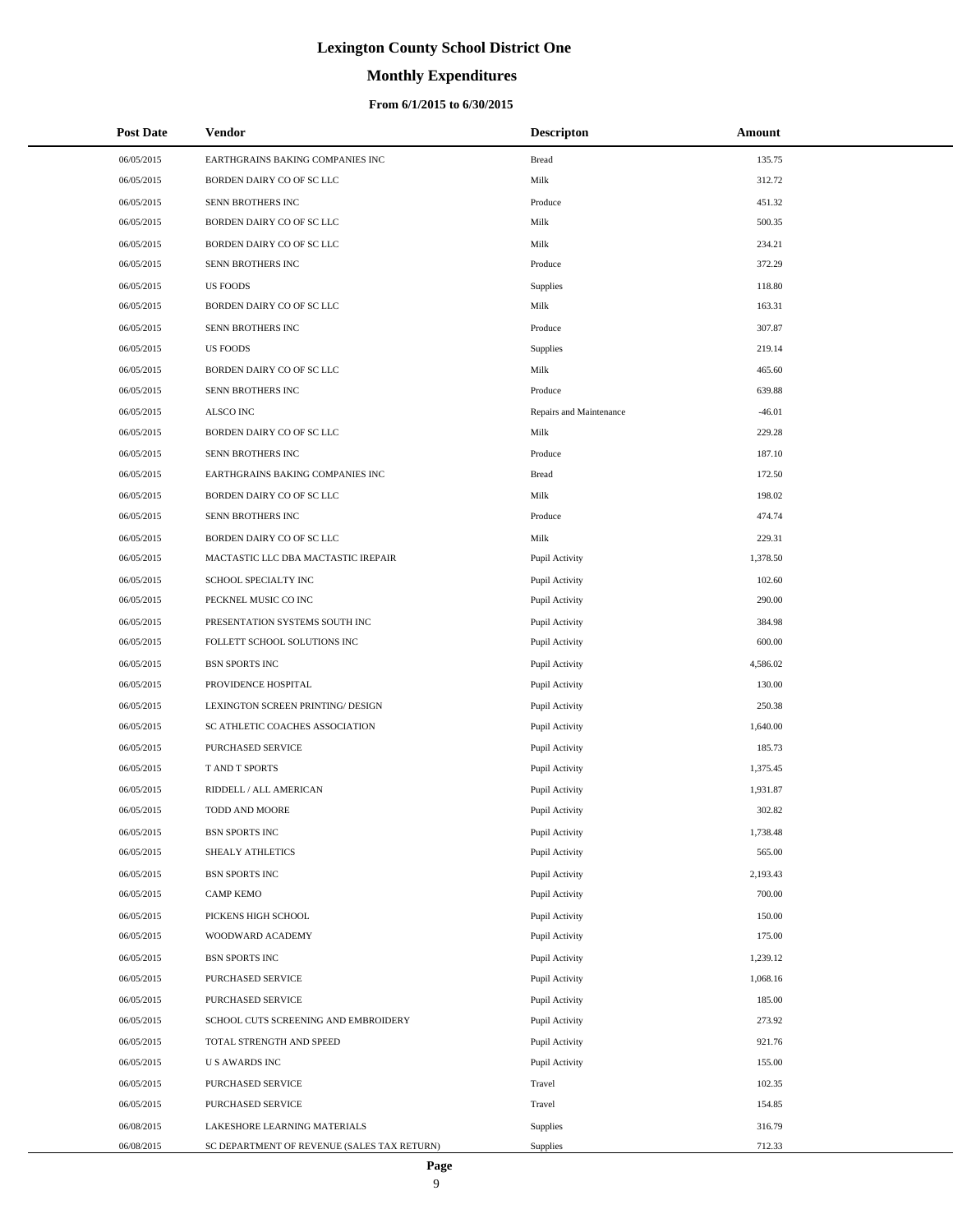# Lexington County School District One

## Monthly Expenditures

**From 6/1/2015 to 6/30/2015**

| Post Date | Vendor | Descripton | Amount |
|---|---|---|---|
| 06/05/2015 | EARTHGRAINS BAKING COMPANIES INC | Bread | 135.75 |
| 06/05/2015 | BORDEN DAIRY CO OF SC LLC | Milk | 312.72 |
| 06/05/2015 | SENN BROTHERS INC | Produce | 451.32 |
| 06/05/2015 | BORDEN DAIRY CO OF SC LLC | Milk | 500.35 |
| 06/05/2015 | BORDEN DAIRY CO OF SC LLC | Milk | 234.21 |
| 06/05/2015 | SENN BROTHERS INC | Produce | 372.29 |
| 06/05/2015 | US FOODS | Supplies | 118.80 |
| 06/05/2015 | BORDEN DAIRY CO OF SC LLC | Milk | 163.31 |
| 06/05/2015 | SENN BROTHERS INC | Produce | 307.87 |
| 06/05/2015 | US FOODS | Supplies | 219.14 |
| 06/05/2015 | BORDEN DAIRY CO OF SC LLC | Milk | 465.60 |
| 06/05/2015 | SENN BROTHERS INC | Produce | 639.88 |
| 06/05/2015 | ALSCO INC | Repairs and Maintenance | -46.01 |
| 06/05/2015 | BORDEN DAIRY CO OF SC LLC | Milk | 229.28 |
| 06/05/2015 | SENN BROTHERS INC | Produce | 187.10 |
| 06/05/2015 | EARTHGRAINS BAKING COMPANIES INC | Bread | 172.50 |
| 06/05/2015 | BORDEN DAIRY CO OF SC LLC | Milk | 198.02 |
| 06/05/2015 | SENN BROTHERS INC | Produce | 474.74 |
| 06/05/2015 | BORDEN DAIRY CO OF SC LLC | Milk | 229.31 |
| 06/05/2015 | MACTASTIC LLC DBA MACTASTIC IREPAIR | Pupil Activity | 1,378.50 |
| 06/05/2015 | SCHOOL SPECIALTY INC | Pupil Activity | 102.60 |
| 06/05/2015 | PECKNEL MUSIC CO INC | Pupil Activity | 290.00 |
| 06/05/2015 | PRESENTATION SYSTEMS SOUTH INC | Pupil Activity | 384.98 |
| 06/05/2015 | FOLLETT SCHOOL SOLUTIONS INC | Pupil Activity | 600.00 |
| 06/05/2015 | BSN SPORTS INC | Pupil Activity | 4,586.02 |
| 06/05/2015 | PROVIDENCE HOSPITAL | Pupil Activity | 130.00 |
| 06/05/2015 | LEXINGTON SCREEN PRINTING/ DESIGN | Pupil Activity | 250.38 |
| 06/05/2015 | SC ATHLETIC COACHES ASSOCIATION | Pupil Activity | 1,640.00 |
| 06/05/2015 | PURCHASED SERVICE | Pupil Activity | 185.73 |
| 06/05/2015 | T AND T SPORTS | Pupil Activity | 1,375.45 |
| 06/05/2015 | RIDDELL / ALL AMERICAN | Pupil Activity | 1,931.87 |
| 06/05/2015 | TODD AND MOORE | Pupil Activity | 302.82 |
| 06/05/2015 | BSN SPORTS INC | Pupil Activity | 1,738.48 |
| 06/05/2015 | SHEALY ATHLETICS | Pupil Activity | 565.00 |
| 06/05/2015 | BSN SPORTS INC | Pupil Activity | 2,193.43 |
| 06/05/2015 | CAMP KEMO | Pupil Activity | 700.00 |
| 06/05/2015 | PICKENS HIGH SCHOOL | Pupil Activity | 150.00 |
| 06/05/2015 | WOODWARD ACADEMY | Pupil Activity | 175.00 |
| 06/05/2015 | BSN SPORTS INC | Pupil Activity | 1,239.12 |
| 06/05/2015 | PURCHASED SERVICE | Pupil Activity | 1,068.16 |
| 06/05/2015 | PURCHASED SERVICE | Pupil Activity | 185.00 |
| 06/05/2015 | SCHOOL CUTS SCREENING AND EMBROIDERY | Pupil Activity | 273.92 |
| 06/05/2015 | TOTAL STRENGTH AND SPEED | Pupil Activity | 921.76 |
| 06/05/2015 | U S AWARDS INC | Pupil Activity | 155.00 |
| 06/05/2015 | PURCHASED SERVICE | Travel | 102.35 |
| 06/05/2015 | PURCHASED SERVICE | Travel | 154.85 |
| 06/08/2015 | LAKESHORE LEARNING MATERIALS | Supplies | 316.79 |
| 06/08/2015 | SC DEPARTMENT OF REVENUE (SALES TAX RETURN) | Supplies | 712.33 |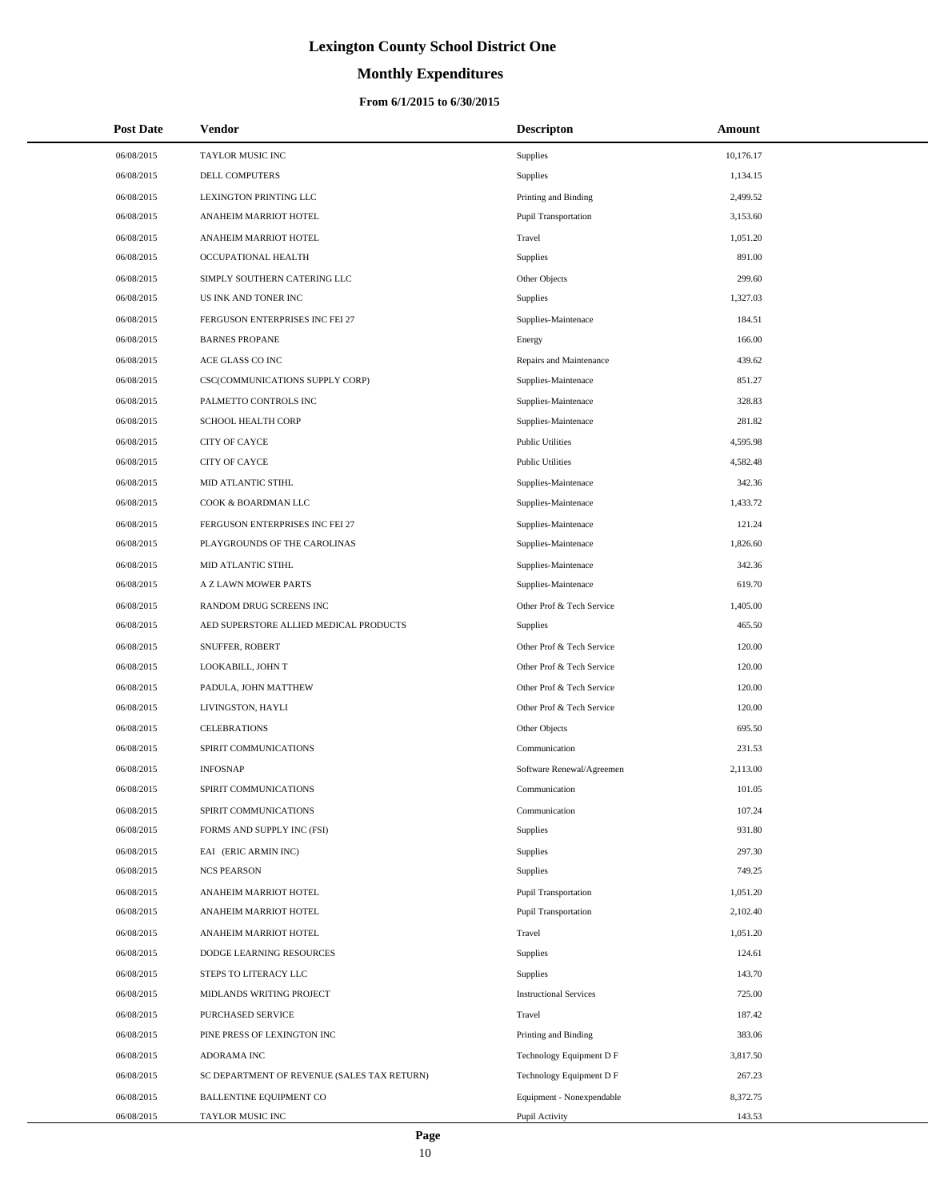# Lexington County School District One

## Monthly Expenditures

### From 6/1/2015 to 6/30/2015

| Post Date | Vendor | Descripton | Amount |
|---|---|---|---|
| 06/08/2015 | TAYLOR MUSIC INC | Supplies | 10,176.17 |
| 06/08/2015 | DELL COMPUTERS | Supplies | 1,134.15 |
| 06/08/2015 | LEXINGTON PRINTING LLC | Printing and Binding | 2,499.52 |
| 06/08/2015 | ANAHEIM MARRIOT HOTEL | Pupil Transportation | 3,153.60 |
| 06/08/2015 | ANAHEIM MARRIOT HOTEL | Travel | 1,051.20 |
| 06/08/2015 | OCCUPATIONAL HEALTH | Supplies | 891.00 |
| 06/08/2015 | SIMPLY SOUTHERN CATERING LLC | Other Objects | 299.60 |
| 06/08/2015 | US INK AND TONER INC | Supplies | 1,327.03 |
| 06/08/2015 | FERGUSON ENTERPRISES INC FEI 27 | Supplies-Maintenace | 184.51 |
| 06/08/2015 | BARNES PROPANE | Energy | 166.00 |
| 06/08/2015 | ACE GLASS CO INC | Repairs and Maintenance | 439.62 |
| 06/08/2015 | CSC(COMMUNICATIONS SUPPLY CORP) | Supplies-Maintenace | 851.27 |
| 06/08/2015 | PALMETTO CONTROLS INC | Supplies-Maintenace | 328.83 |
| 06/08/2015 | SCHOOL HEALTH CORP | Supplies-Maintenace | 281.82 |
| 06/08/2015 | CITY OF CAYCE | Public Utilities | 4,595.98 |
| 06/08/2015 | CITY OF CAYCE | Public Utilities | 4,582.48 |
| 06/08/2015 | MID ATLANTIC STIHL | Supplies-Maintenace | 342.36 |
| 06/08/2015 | COOK & BOARDMAN LLC | Supplies-Maintenace | 1,433.72 |
| 06/08/2015 | FERGUSON ENTERPRISES INC FEI 27 | Supplies-Maintenace | 121.24 |
| 06/08/2015 | PLAYGROUNDS OF THE CAROLINAS | Supplies-Maintenace | 1,826.60 |
| 06/08/2015 | MID ATLANTIC STIHL | Supplies-Maintenace | 342.36 |
| 06/08/2015 | A Z LAWN MOWER PARTS | Supplies-Maintenace | 619.70 |
| 06/08/2015 | RANDOM DRUG SCREENS INC | Other Prof & Tech Service | 1,405.00 |
| 06/08/2015 | AED SUPERSTORE ALLIED MEDICAL PRODUCTS | Supplies | 465.50 |
| 06/08/2015 | SNUFFER, ROBERT | Other Prof & Tech Service | 120.00 |
| 06/08/2015 | LOOKABILL, JOHN T | Other Prof & Tech Service | 120.00 |
| 06/08/2015 | PADULA, JOHN MATTHEW | Other Prof & Tech Service | 120.00 |
| 06/08/2015 | LIVINGSTON, HAYLI | Other Prof & Tech Service | 120.00 |
| 06/08/2015 | CELEBRATIONS | Other Objects | 695.50 |
| 06/08/2015 | SPIRIT COMMUNICATIONS | Communication | 231.53 |
| 06/08/2015 | INFOSNAP | Software Renewal/Agreemen | 2,113.00 |
| 06/08/2015 | SPIRIT COMMUNICATIONS | Communication | 101.05 |
| 06/08/2015 | SPIRIT COMMUNICATIONS | Communication | 107.24 |
| 06/08/2015 | FORMS AND SUPPLY INC (FSI) | Supplies | 931.80 |
| 06/08/2015 | EAI (ERIC ARMIN INC) | Supplies | 297.30 |
| 06/08/2015 | NCS PEARSON | Supplies | 749.25 |
| 06/08/2015 | ANAHEIM MARRIOT HOTEL | Pupil Transportation | 1,051.20 |
| 06/08/2015 | ANAHEIM MARRIOT HOTEL | Pupil Transportation | 2,102.40 |
| 06/08/2015 | ANAHEIM MARRIOT HOTEL | Travel | 1,051.20 |
| 06/08/2015 | DODGE LEARNING RESOURCES | Supplies | 124.61 |
| 06/08/2015 | STEPS TO LITERACY LLC | Supplies | 143.70 |
| 06/08/2015 | MIDLANDS WRITING PROJECT | Instructional Services | 725.00 |
| 06/08/2015 | PURCHASED SERVICE | Travel | 187.42 |
| 06/08/2015 | PINE PRESS OF LEXINGTON INC | Printing and Binding | 383.06 |
| 06/08/2015 | ADORAMA INC | Technology Equipment D F | 3,817.50 |
| 06/08/2015 | SC DEPARTMENT OF REVENUE (SALES TAX RETURN) | Technology Equipment D F | 267.23 |
| 06/08/2015 | BALLENTINE EQUIPMENT CO | Equipment - Nonexpendable | 8,372.75 |
| 06/08/2015 | TAYLOR MUSIC INC | Pupil Activity | 143.53 |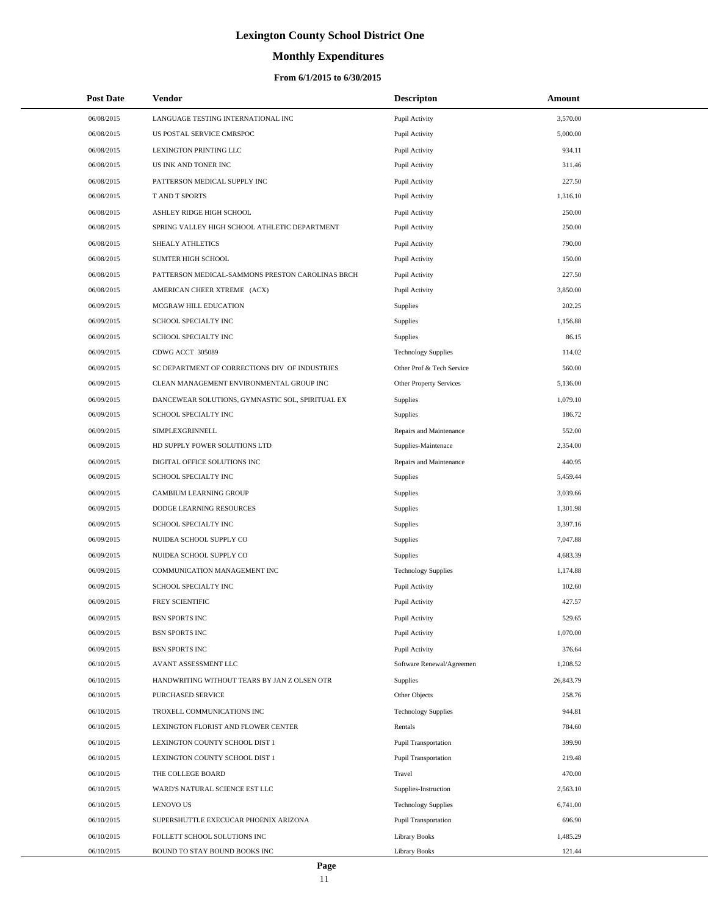# Lexington County School District One

## Monthly Expenditures

### From 6/1/2015 to 6/30/2015

| Post Date | Vendor | Descripton | Amount |
|---|---|---|---|
| 06/08/2015 | LANGUAGE TESTING INTERNATIONAL INC | Pupil Activity | 3,570.00 |
| 06/08/2015 | US POSTAL SERVICE CMRSPOC | Pupil Activity | 5,000.00 |
| 06/08/2015 | LEXINGTON PRINTING LLC | Pupil Activity | 934.11 |
| 06/08/2015 | US INK AND TONER INC | Pupil Activity | 311.46 |
| 06/08/2015 | PATTERSON MEDICAL SUPPLY INC | Pupil Activity | 227.50 |
| 06/08/2015 | T AND T SPORTS | Pupil Activity | 1,316.10 |
| 06/08/2015 | ASHLEY RIDGE HIGH SCHOOL | Pupil Activity | 250.00 |
| 06/08/2015 | SPRING VALLEY HIGH SCHOOL ATHLETIC DEPARTMENT | Pupil Activity | 250.00 |
| 06/08/2015 | SHEALY ATHLETICS | Pupil Activity | 790.00 |
| 06/08/2015 | SUMTER HIGH SCHOOL | Pupil Activity | 150.00 |
| 06/08/2015 | PATTERSON MEDICAL-SAMMONS PRESTON CAROLINAS BRCH | Pupil Activity | 227.50 |
| 06/08/2015 | AMERICAN CHEER XTREME (ACX) | Pupil Activity | 3,850.00 |
| 06/09/2015 | MCGRAW HILL EDUCATION | Supplies | 202.25 |
| 06/09/2015 | SCHOOL SPECIALTY INC | Supplies | 1,156.88 |
| 06/09/2015 | SCHOOL SPECIALTY INC | Supplies | 86.15 |
| 06/09/2015 | CDWG ACCT 305089 | Technology Supplies | 114.02 |
| 06/09/2015 | SC DEPARTMENT OF CORRECTIONS DIV OF INDUSTRIES | Other Prof & Tech Service | 560.00 |
| 06/09/2015 | CLEAN MANAGEMENT ENVIRONMENTAL GROUP INC | Other Property Services | 5,136.00 |
| 06/09/2015 | DANCEWEAR SOLUTIONS, GYMNASTIC SOL, SPIRITUAL EX | Supplies | 1,079.10 |
| 06/09/2015 | SCHOOL SPECIALTY INC | Supplies | 186.72 |
| 06/09/2015 | SIMPLEXGRINNELL | Repairs and Maintenance | 552.00 |
| 06/09/2015 | HD SUPPLY POWER SOLUTIONS LTD | Supplies-Maintenace | 2,354.00 |
| 06/09/2015 | DIGITAL OFFICE SOLUTIONS INC | Repairs and Maintenance | 440.95 |
| 06/09/2015 | SCHOOL SPECIALTY INC | Supplies | 5,459.44 |
| 06/09/2015 | CAMBIUM LEARNING GROUP | Supplies | 3,039.66 |
| 06/09/2015 | DODGE LEARNING RESOURCES | Supplies | 1,301.98 |
| 06/09/2015 | SCHOOL SPECIALTY INC | Supplies | 3,397.16 |
| 06/09/2015 | NUIDEA SCHOOL SUPPLY CO | Supplies | 7,047.88 |
| 06/09/2015 | NUIDEA SCHOOL SUPPLY CO | Supplies | 4,683.39 |
| 06/09/2015 | COMMUNICATION MANAGEMENT INC | Technology Supplies | 1,174.88 |
| 06/09/2015 | SCHOOL SPECIALTY INC | Pupil Activity | 102.60 |
| 06/09/2015 | FREY SCIENTIFIC | Pupil Activity | 427.57 |
| 06/09/2015 | BSN SPORTS INC | Pupil Activity | 529.65 |
| 06/09/2015 | BSN SPORTS INC | Pupil Activity | 1,070.00 |
| 06/09/2015 | BSN SPORTS INC | Pupil Activity | 376.64 |
| 06/10/2015 | AVANT ASSESSMENT LLC | Software Renewal/Agreemen | 1,208.52 |
| 06/10/2015 | HANDWRITING WITHOUT TEARS BY JAN Z OLSEN OTR | Supplies | 26,843.79 |
| 06/10/2015 | PURCHASED SERVICE | Other Objects | 258.76 |
| 06/10/2015 | TROXELL COMMUNICATIONS INC | Technology Supplies | 944.81 |
| 06/10/2015 | LEXINGTON FLORIST AND FLOWER CENTER | Rentals | 784.60 |
| 06/10/2015 | LEXINGTON COUNTY SCHOOL DIST 1 | Pupil Transportation | 399.90 |
| 06/10/2015 | LEXINGTON COUNTY SCHOOL DIST 1 | Pupil Transportation | 219.48 |
| 06/10/2015 | THE COLLEGE BOARD | Travel | 470.00 |
| 06/10/2015 | WARD'S NATURAL SCIENCE EST LLC | Supplies-Instruction | 2,563.10 |
| 06/10/2015 | LENOVO US | Technology Supplies | 6,741.00 |
| 06/10/2015 | SUPERSHUTTLE EXECUCAR PHOENIX ARIZONA | Pupil Transportation | 696.90 |
| 06/10/2015 | FOLLETT SCHOOL SOLUTIONS INC | Library Books | 1,485.29 |
| 06/10/2015 | BOUND TO STAY BOUND BOOKS INC | Library Books | 121.44 |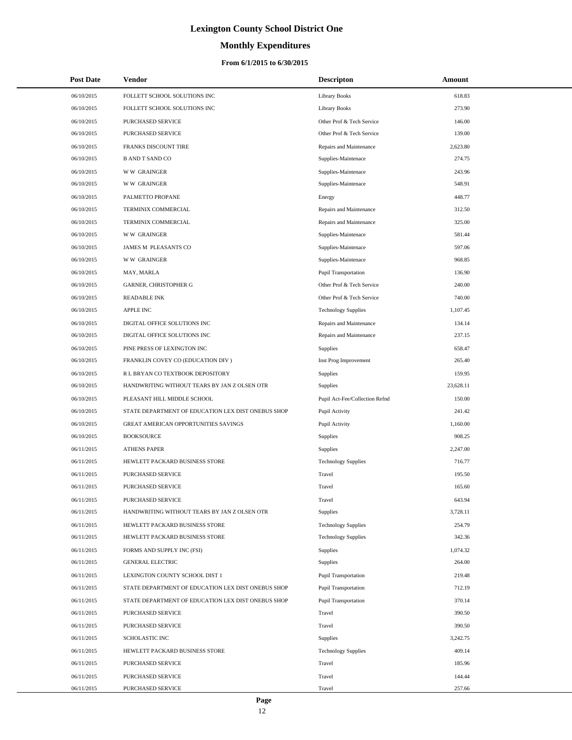# Lexington County School District One

## Monthly Expenditures

### From 6/1/2015 to 6/30/2015

| Post Date | Vendor | Descripton | Amount |
|---|---|---|---|
| 06/10/2015 | FOLLETT SCHOOL SOLUTIONS INC | Library Books | 618.83 |
| 06/10/2015 | FOLLETT SCHOOL SOLUTIONS INC | Library Books | 273.90 |
| 06/10/2015 | PURCHASED SERVICE | Other Prof & Tech Service | 146.00 |
| 06/10/2015 | PURCHASED SERVICE | Other Prof & Tech Service | 139.00 |
| 06/10/2015 | FRANKS DISCOUNT TIRE | Repairs and Maintenance | 2,623.80 |
| 06/10/2015 | B AND T SAND CO | Supplies-Maintenace | 274.75 |
| 06/10/2015 | W W GRAINGER | Supplies-Maintenace | 243.96 |
| 06/10/2015 | W W GRAINGER | Supplies-Maintenace | 548.91 |
| 06/10/2015 | PALMETTO PROPANE | Energy | 448.77 |
| 06/10/2015 | TERMINIX COMMERCIAL | Repairs and Maintenance | 312.50 |
| 06/10/2015 | TERMINIX COMMERCIAL | Repairs and Maintenance | 325.00 |
| 06/10/2015 | W W GRAINGER | Supplies-Maintenace | 581.44 |
| 06/10/2015 | JAMES M PLEASANTS CO | Supplies-Maintenace | 597.06 |
| 06/10/2015 | W W GRAINGER | Supplies-Maintenace | 968.85 |
| 06/10/2015 | MAY, MARLA | Pupil Transportation | 136.90 |
| 06/10/2015 | GARNER, CHRISTOPHER G | Other Prof & Tech Service | 240.00 |
| 06/10/2015 | READABLE INK | Other Prof & Tech Service | 740.00 |
| 06/10/2015 | APPLE INC | Technology Supplies | 1,107.45 |
| 06/10/2015 | DIGITAL OFFICE SOLUTIONS INC | Repairs and Maintenance | 134.14 |
| 06/10/2015 | DIGITAL OFFICE SOLUTIONS INC | Repairs and Maintenance | 237.15 |
| 06/10/2015 | PINE PRESS OF LEXINGTON INC | Supplies | 658.47 |
| 06/10/2015 | FRANKLIN COVEY CO (EDUCATION DIV ) | Inst Prog Improvement | 265.40 |
| 06/10/2015 | R L BRYAN CO TEXTBOOK DEPOSITORY | Supplies | 159.95 |
| 06/10/2015 | HANDWRITING WITHOUT TEARS BY JAN Z OLSEN OTR | Supplies | 23,628.11 |
| 06/10/2015 | PLEASANT HILL MIDDLE SCHOOL | Pupil Act-Fee/Collection Refnd | 150.00 |
| 06/10/2015 | STATE DEPARTMENT OF EDUCATION LEX DIST ONEBUS SHOP | Pupil Activity | 241.42 |
| 06/10/2015 | GREAT AMERICAN OPPORTUNITIES SAVINGS | Pupil Activity | 1,160.00 |
| 06/10/2015 | BOOKSOURCE | Supplies | 908.25 |
| 06/11/2015 | ATHENS PAPER | Supplies | 2,247.00 |
| 06/11/2015 | HEWLETT PACKARD BUSINESS STORE | Technology Supplies | 716.77 |
| 06/11/2015 | PURCHASED SERVICE | Travel | 195.50 |
| 06/11/2015 | PURCHASED SERVICE | Travel | 165.60 |
| 06/11/2015 | PURCHASED SERVICE | Travel | 643.94 |
| 06/11/2015 | HANDWRITING WITHOUT TEARS BY JAN Z OLSEN OTR | Supplies | 3,728.11 |
| 06/11/2015 | HEWLETT PACKARD BUSINESS STORE | Technology Supplies | 254.79 |
| 06/11/2015 | HEWLETT PACKARD BUSINESS STORE | Technology Supplies | 342.36 |
| 06/11/2015 | FORMS AND SUPPLY INC (FSI) | Supplies | 1,074.32 |
| 06/11/2015 | GENERAL ELECTRIC | Supplies | 264.00 |
| 06/11/2015 | LEXINGTON COUNTY SCHOOL DIST 1 | Pupil Transportation | 219.48 |
| 06/11/2015 | STATE DEPARTMENT OF EDUCATION LEX DIST ONEBUS SHOP | Pupil Transportation | 712.19 |
| 06/11/2015 | STATE DEPARTMENT OF EDUCATION LEX DIST ONEBUS SHOP | Pupil Transportation | 370.14 |
| 06/11/2015 | PURCHASED SERVICE | Travel | 390.50 |
| 06/11/2015 | PURCHASED SERVICE | Travel | 390.50 |
| 06/11/2015 | SCHOLASTIC INC | Supplies | 3,242.75 |
| 06/11/2015 | HEWLETT PACKARD BUSINESS STORE | Technology Supplies | 409.14 |
| 06/11/2015 | PURCHASED SERVICE | Travel | 185.96 |
| 06/11/2015 | PURCHASED SERVICE | Travel | 144.44 |
| 06/11/2015 | PURCHASED SERVICE | Travel | 257.66 |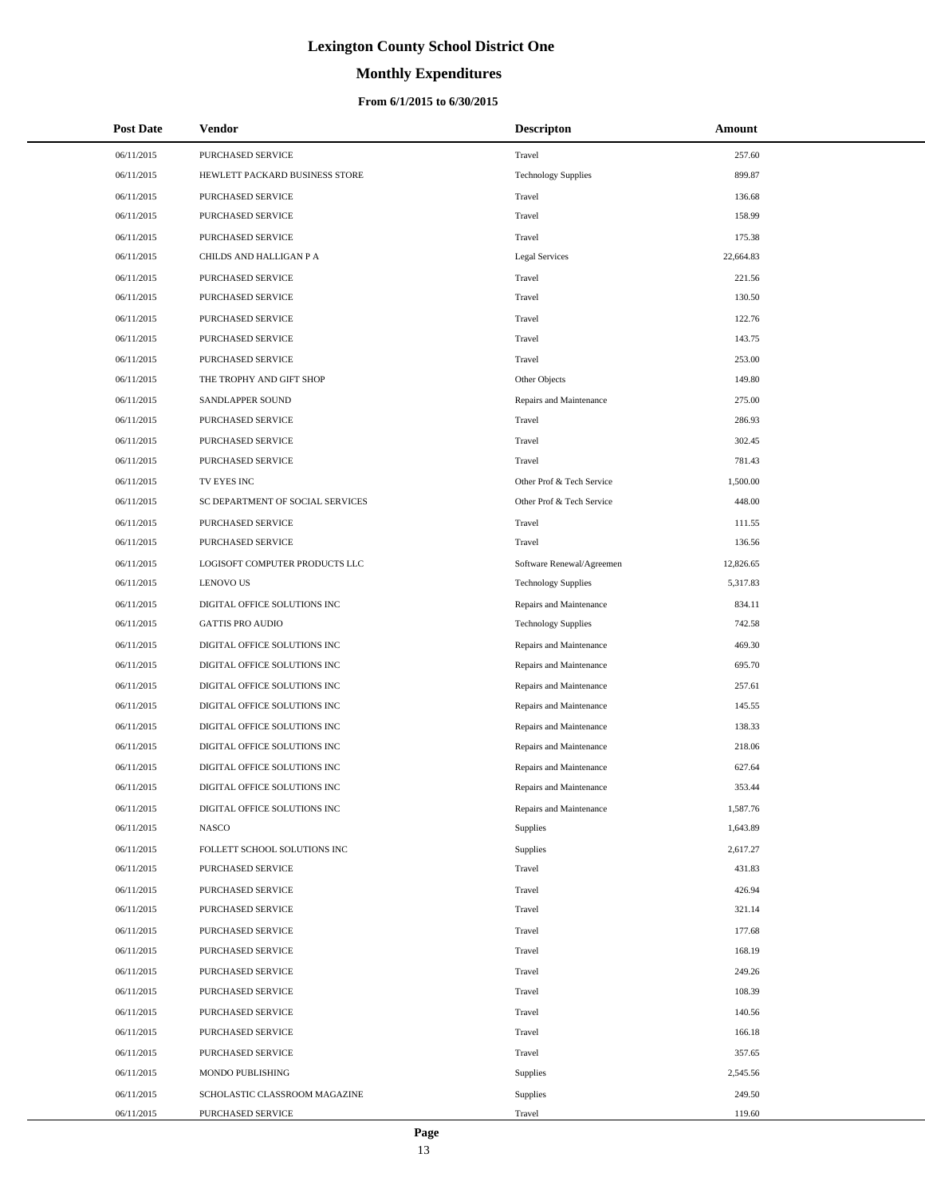# Lexington County School District One

## Monthly Expenditures

### From 6/1/2015 to 6/30/2015

| Post Date | Vendor | Descripton | Amount |
|---|---|---|---|
| 06/11/2015 | PURCHASED SERVICE | Travel | 257.60 |
| 06/11/2015 | HEWLETT PACKARD BUSINESS STORE | Technology Supplies | 899.87 |
| 06/11/2015 | PURCHASED SERVICE | Travel | 136.68 |
| 06/11/2015 | PURCHASED SERVICE | Travel | 158.99 |
| 06/11/2015 | PURCHASED SERVICE | Travel | 175.38 |
| 06/11/2015 | CHILDS AND HALLIGAN P A | Legal Services | 22,664.83 |
| 06/11/2015 | PURCHASED SERVICE | Travel | 221.56 |
| 06/11/2015 | PURCHASED SERVICE | Travel | 130.50 |
| 06/11/2015 | PURCHASED SERVICE | Travel | 122.76 |
| 06/11/2015 | PURCHASED SERVICE | Travel | 143.75 |
| 06/11/2015 | PURCHASED SERVICE | Travel | 253.00 |
| 06/11/2015 | THE TROPHY AND GIFT SHOP | Other Objects | 149.80 |
| 06/11/2015 | SANDLAPPER SOUND | Repairs and Maintenance | 275.00 |
| 06/11/2015 | PURCHASED SERVICE | Travel | 286.93 |
| 06/11/2015 | PURCHASED SERVICE | Travel | 302.45 |
| 06/11/2015 | PURCHASED SERVICE | Travel | 781.43 |
| 06/11/2015 | TV EYES INC | Other Prof & Tech Service | 1,500.00 |
| 06/11/2015 | SC DEPARTMENT OF SOCIAL SERVICES | Other Prof & Tech Service | 448.00 |
| 06/11/2015 | PURCHASED SERVICE | Travel | 111.55 |
| 06/11/2015 | PURCHASED SERVICE | Travel | 136.56 |
| 06/11/2015 | LOGISOFT COMPUTER PRODUCTS LLC | Software Renewal/Agreemen | 12,826.65 |
| 06/11/2015 | LENOVO US | Technology Supplies | 5,317.83 |
| 06/11/2015 | DIGITAL OFFICE SOLUTIONS INC | Repairs and Maintenance | 834.11 |
| 06/11/2015 | GATTIS PRO AUDIO | Technology Supplies | 742.58 |
| 06/11/2015 | DIGITAL OFFICE SOLUTIONS INC | Repairs and Maintenance | 469.30 |
| 06/11/2015 | DIGITAL OFFICE SOLUTIONS INC | Repairs and Maintenance | 695.70 |
| 06/11/2015 | DIGITAL OFFICE SOLUTIONS INC | Repairs and Maintenance | 257.61 |
| 06/11/2015 | DIGITAL OFFICE SOLUTIONS INC | Repairs and Maintenance | 145.55 |
| 06/11/2015 | DIGITAL OFFICE SOLUTIONS INC | Repairs and Maintenance | 138.33 |
| 06/11/2015 | DIGITAL OFFICE SOLUTIONS INC | Repairs and Maintenance | 218.06 |
| 06/11/2015 | DIGITAL OFFICE SOLUTIONS INC | Repairs and Maintenance | 627.64 |
| 06/11/2015 | DIGITAL OFFICE SOLUTIONS INC | Repairs and Maintenance | 353.44 |
| 06/11/2015 | DIGITAL OFFICE SOLUTIONS INC | Repairs and Maintenance | 1,587.76 |
| 06/11/2015 | NASCO | Supplies | 1,643.89 |
| 06/11/2015 | FOLLETT SCHOOL SOLUTIONS INC | Supplies | 2,617.27 |
| 06/11/2015 | PURCHASED SERVICE | Travel | 431.83 |
| 06/11/2015 | PURCHASED SERVICE | Travel | 426.94 |
| 06/11/2015 | PURCHASED SERVICE | Travel | 321.14 |
| 06/11/2015 | PURCHASED SERVICE | Travel | 177.68 |
| 06/11/2015 | PURCHASED SERVICE | Travel | 168.19 |
| 06/11/2015 | PURCHASED SERVICE | Travel | 249.26 |
| 06/11/2015 | PURCHASED SERVICE | Travel | 108.39 |
| 06/11/2015 | PURCHASED SERVICE | Travel | 140.56 |
| 06/11/2015 | PURCHASED SERVICE | Travel | 166.18 |
| 06/11/2015 | PURCHASED SERVICE | Travel | 357.65 |
| 06/11/2015 | MONDO PUBLISHING | Supplies | 2,545.56 |
| 06/11/2015 | SCHOLASTIC CLASSROOM MAGAZINE | Supplies | 249.50 |
| 06/11/2015 | PURCHASED SERVICE | Travel | 119.60 |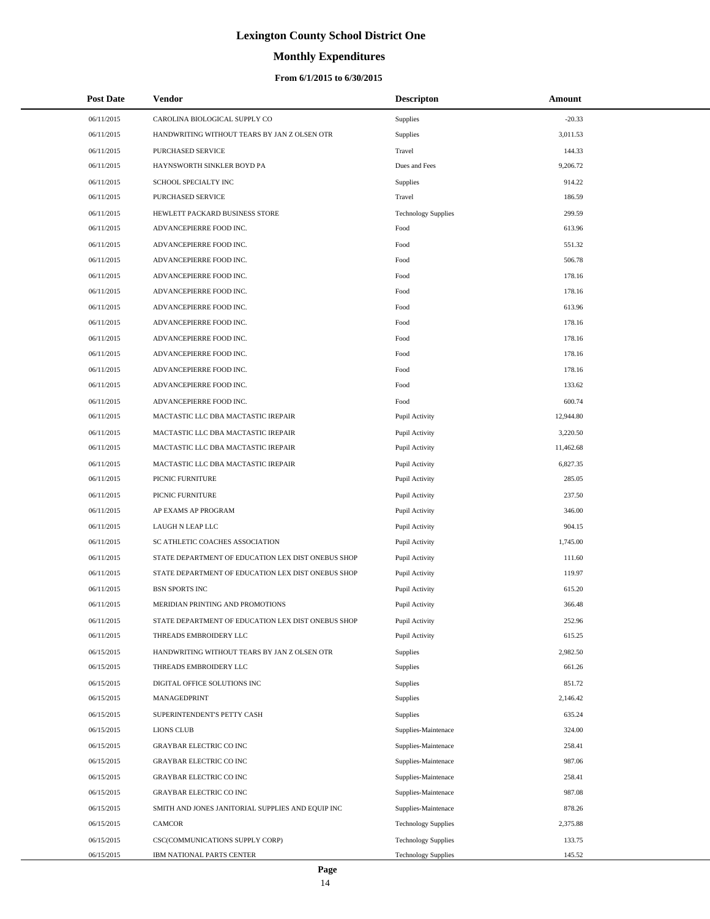# Lexington County School District One

## Monthly Expenditures

### From 6/1/2015 to 6/30/2015

| Post Date | Vendor | Descripton | Amount |
|---|---|---|---|
| 06/11/2015 | CAROLINA BIOLOGICAL SUPPLY CO | Supplies | -20.33 |
| 06/11/2015 | HANDWRITING WITHOUT TEARS BY JAN Z OLSEN OTR | Supplies | 3,011.53 |
| 06/11/2015 | PURCHASED SERVICE | Travel | 144.33 |
| 06/11/2015 | HAYNSWORTH SINKLER BOYD PA | Dues and Fees | 9,206.72 |
| 06/11/2015 | SCHOOL SPECIALTY INC | Supplies | 914.22 |
| 06/11/2015 | PURCHASED SERVICE | Travel | 186.59 |
| 06/11/2015 | HEWLETT PACKARD BUSINESS STORE | Technology Supplies | 299.59 |
| 06/11/2015 | ADVANCEPIERRE FOOD INC. | Food | 613.96 |
| 06/11/2015 | ADVANCEPIERRE FOOD INC. | Food | 551.32 |
| 06/11/2015 | ADVANCEPIERRE FOOD INC. | Food | 506.78 |
| 06/11/2015 | ADVANCEPIERRE FOOD INC. | Food | 178.16 |
| 06/11/2015 | ADVANCEPIERRE FOOD INC. | Food | 178.16 |
| 06/11/2015 | ADVANCEPIERRE FOOD INC. | Food | 613.96 |
| 06/11/2015 | ADVANCEPIERRE FOOD INC. | Food | 178.16 |
| 06/11/2015 | ADVANCEPIERRE FOOD INC. | Food | 178.16 |
| 06/11/2015 | ADVANCEPIERRE FOOD INC. | Food | 178.16 |
| 06/11/2015 | ADVANCEPIERRE FOOD INC. | Food | 178.16 |
| 06/11/2015 | ADVANCEPIERRE FOOD INC. | Food | 133.62 |
| 06/11/2015 | ADVANCEPIERRE FOOD INC. | Food | 600.74 |
| 06/11/2015 | MACTASTIC LLC DBA MACTASTIC IREPAIR | Pupil Activity | 12,944.80 |
| 06/11/2015 | MACTASTIC LLC DBA MACTASTIC IREPAIR | Pupil Activity | 3,220.50 |
| 06/11/2015 | MACTASTIC LLC DBA MACTASTIC IREPAIR | Pupil Activity | 11,462.68 |
| 06/11/2015 | MACTASTIC LLC DBA MACTASTIC IREPAIR | Pupil Activity | 6,827.35 |
| 06/11/2015 | PICNIC FURNITURE | Pupil Activity | 285.05 |
| 06/11/2015 | PICNIC FURNITURE | Pupil Activity | 237.50 |
| 06/11/2015 | AP EXAMS AP PROGRAM | Pupil Activity | 346.00 |
| 06/11/2015 | LAUGH N LEAP LLC | Pupil Activity | 904.15 |
| 06/11/2015 | SC ATHLETIC COACHES ASSOCIATION | Pupil Activity | 1,745.00 |
| 06/11/2015 | STATE DEPARTMENT OF EDUCATION LEX DIST ONEBUS SHOP | Pupil Activity | 111.60 |
| 06/11/2015 | STATE DEPARTMENT OF EDUCATION LEX DIST ONEBUS SHOP | Pupil Activity | 119.97 |
| 06/11/2015 | BSN SPORTS INC | Pupil Activity | 615.20 |
| 06/11/2015 | MERIDIAN PRINTING AND PROMOTIONS | Pupil Activity | 366.48 |
| 06/11/2015 | STATE DEPARTMENT OF EDUCATION LEX DIST ONEBUS SHOP | Pupil Activity | 252.96 |
| 06/11/2015 | THREADS EMBROIDERY LLC | Pupil Activity | 615.25 |
| 06/15/2015 | HANDWRITING WITHOUT TEARS BY JAN Z OLSEN OTR | Supplies | 2,982.50 |
| 06/15/2015 | THREADS EMBROIDERY LLC | Supplies | 661.26 |
| 06/15/2015 | DIGITAL OFFICE SOLUTIONS INC | Supplies | 851.72 |
| 06/15/2015 | MANAGEDPRINT | Supplies | 2,146.42 |
| 06/15/2015 | SUPERINTENDENT'S PETTY CASH | Supplies | 635.24 |
| 06/15/2015 | LIONS CLUB | Supplies-Maintenace | 324.00 |
| 06/15/2015 | GRAYBAR ELECTRIC CO INC | Supplies-Maintenace | 258.41 |
| 06/15/2015 | GRAYBAR ELECTRIC CO INC | Supplies-Maintenace | 987.06 |
| 06/15/2015 | GRAYBAR ELECTRIC CO INC | Supplies-Maintenace | 258.41 |
| 06/15/2015 | GRAYBAR ELECTRIC CO INC | Supplies-Maintenace | 987.08 |
| 06/15/2015 | SMITH AND JONES JANITORIAL SUPPLIES AND EQUIP INC | Supplies-Maintenace | 878.26 |
| 06/15/2015 | CAMCOR | Technology Supplies | 2,375.88 |
| 06/15/2015 | CSC(COMMUNICATIONS SUPPLY CORP) | Technology Supplies | 133.75 |
| 06/15/2015 | IBM NATIONAL PARTS CENTER | Technology Supplies | 145.52 |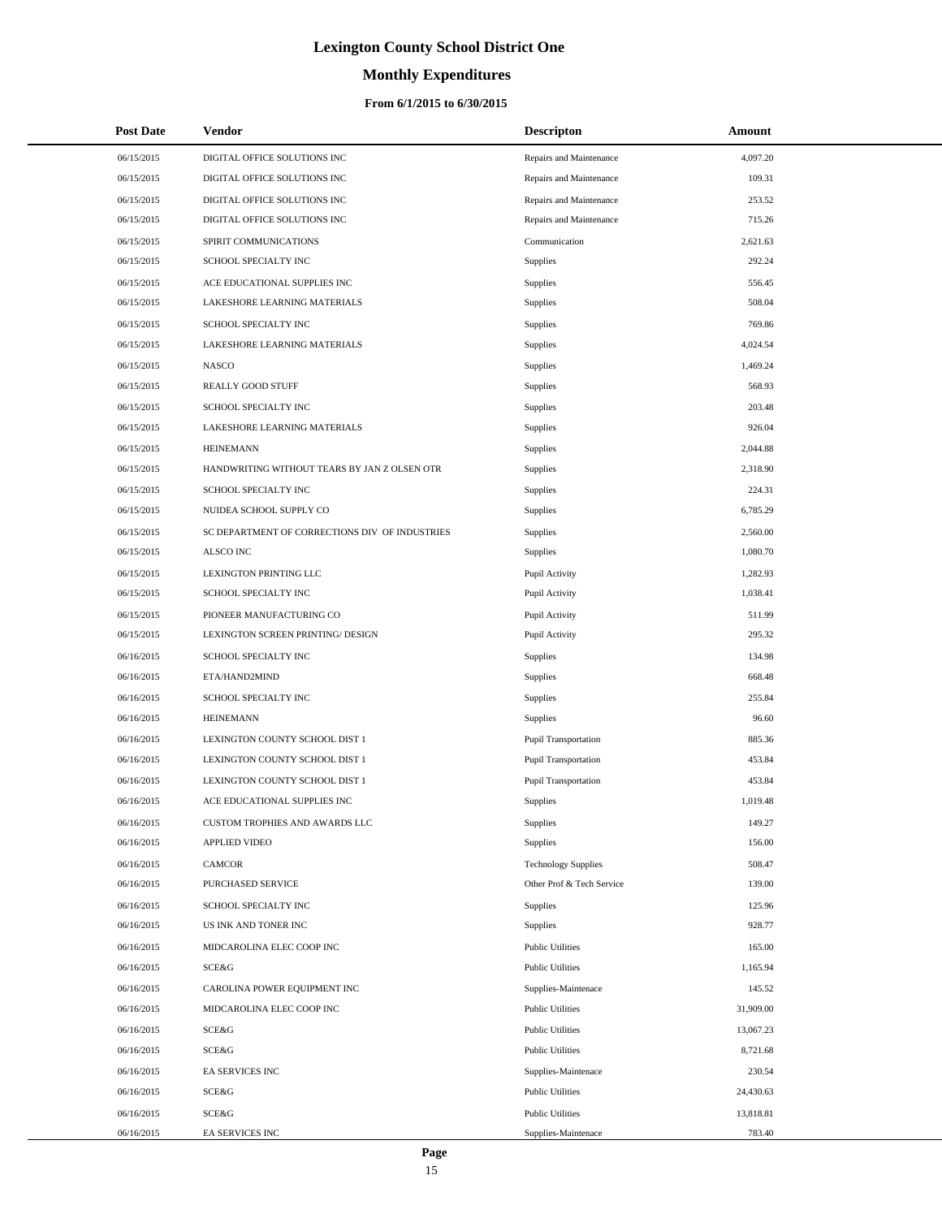# Lexington County School District One

## Monthly Expenditures

### From 6/1/2015 to 6/30/2015

| Post Date | Vendor | Descripton | Amount |
|---|---|---|---|
| 06/15/2015 | DIGITAL OFFICE SOLUTIONS INC | Repairs and Maintenance | 4,097.20 |
| 06/15/2015 | DIGITAL OFFICE SOLUTIONS INC | Repairs and Maintenance | 109.31 |
| 06/15/2015 | DIGITAL OFFICE SOLUTIONS INC | Repairs and Maintenance | 253.52 |
| 06/15/2015 | DIGITAL OFFICE SOLUTIONS INC | Repairs and Maintenance | 715.26 |
| 06/15/2015 | SPIRIT COMMUNICATIONS | Communication | 2,621.63 |
| 06/15/2015 | SCHOOL SPECIALTY INC | Supplies | 292.24 |
| 06/15/2015 | ACE EDUCATIONAL SUPPLIES INC | Supplies | 556.45 |
| 06/15/2015 | LAKESHORE LEARNING MATERIALS | Supplies | 508.04 |
| 06/15/2015 | SCHOOL SPECIALTY INC | Supplies | 769.86 |
| 06/15/2015 | LAKESHORE LEARNING MATERIALS | Supplies | 4,024.54 |
| 06/15/2015 | NASCO | Supplies | 1,469.24 |
| 06/15/2015 | REALLY GOOD STUFF | Supplies | 568.93 |
| 06/15/2015 | SCHOOL SPECIALTY INC | Supplies | 203.48 |
| 06/15/2015 | LAKESHORE LEARNING MATERIALS | Supplies | 926.04 |
| 06/15/2015 | HEINEMANN | Supplies | 2,044.88 |
| 06/15/2015 | HANDWRITING WITHOUT TEARS BY JAN Z OLSEN OTR | Supplies | 2,318.90 |
| 06/15/2015 | SCHOOL SPECIALTY INC | Supplies | 224.31 |
| 06/15/2015 | NUIDEA SCHOOL SUPPLY CO | Supplies | 6,785.29 |
| 06/15/2015 | SC DEPARTMENT OF CORRECTIONS DIV OF INDUSTRIES | Supplies | 2,560.00 |
| 06/15/2015 | ALSCO INC | Supplies | 1,080.70 |
| 06/15/2015 | LEXINGTON PRINTING LLC | Pupil Activity | 1,282.93 |
| 06/15/2015 | SCHOOL SPECIALTY INC | Pupil Activity | 1,038.41 |
| 06/15/2015 | PIONEER MANUFACTURING CO | Pupil Activity | 511.99 |
| 06/15/2015 | LEXINGTON SCREEN PRINTING/ DESIGN | Pupil Activity | 295.32 |
| 06/16/2015 | SCHOOL SPECIALTY INC | Supplies | 134.98 |
| 06/16/2015 | ETA/HAND2MIND | Supplies | 668.48 |
| 06/16/2015 | SCHOOL SPECIALTY INC | Supplies | 255.84 |
| 06/16/2015 | HEINEMANN | Supplies | 96.60 |
| 06/16/2015 | LEXINGTON COUNTY SCHOOL DIST 1 | Pupil Transportation | 885.36 |
| 06/16/2015 | LEXINGTON COUNTY SCHOOL DIST 1 | Pupil Transportation | 453.84 |
| 06/16/2015 | LEXINGTON COUNTY SCHOOL DIST 1 | Pupil Transportation | 453.84 |
| 06/16/2015 | ACE EDUCATIONAL SUPPLIES INC | Supplies | 1,019.48 |
| 06/16/2015 | CUSTOM TROPHIES AND AWARDS LLC | Supplies | 149.27 |
| 06/16/2015 | APPLIED VIDEO | Supplies | 156.00 |
| 06/16/2015 | CAMCOR | Technology Supplies | 508.47 |
| 06/16/2015 | PURCHASED SERVICE | Other Prof & Tech Service | 139.00 |
| 06/16/2015 | SCHOOL SPECIALTY INC | Supplies | 125.96 |
| 06/16/2015 | US INK AND TONER INC | Supplies | 928.77 |
| 06/16/2015 | MIDCAROLINA ELEC COOP INC | Public Utilities | 165.00 |
| 06/16/2015 | SCE&G | Public Utilities | 1,165.94 |
| 06/16/2015 | CAROLINA POWER EQUIPMENT INC | Supplies-Maintenace | 145.52 |
| 06/16/2015 | MIDCAROLINA ELEC COOP INC | Public Utilities | 31,909.00 |
| 06/16/2015 | SCE&G | Public Utilities | 13,067.23 |
| 06/16/2015 | SCE&G | Public Utilities | 8,721.68 |
| 06/16/2015 | EA SERVICES INC | Supplies-Maintenace | 230.54 |
| 06/16/2015 | SCE&G | Public Utilities | 24,430.63 |
| 06/16/2015 | SCE&G | Public Utilities | 13,818.81 |
| 06/16/2015 | EA SERVICES INC | Supplies-Maintenace | 783.40 |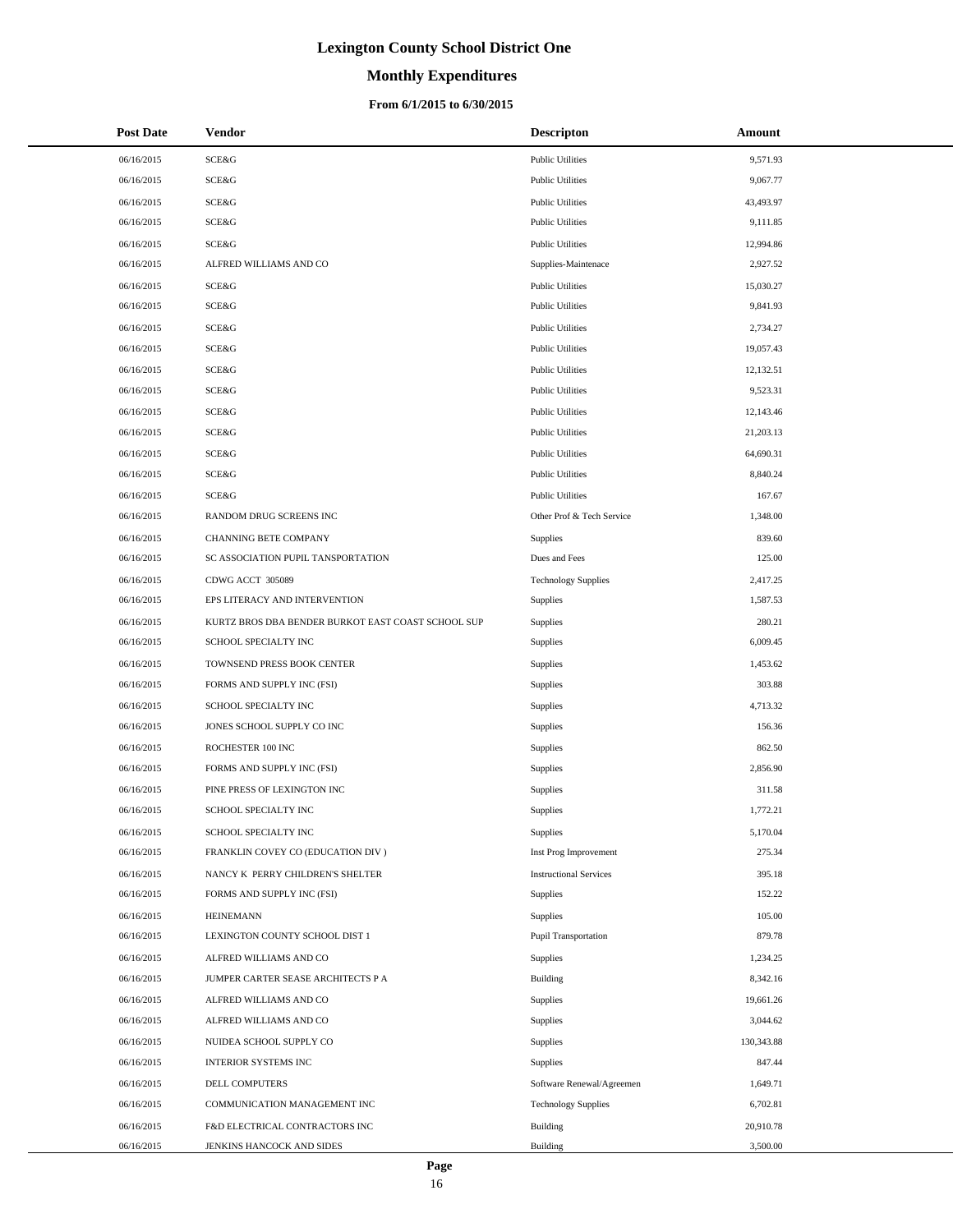# Lexington County School District One

## Monthly Expenditures

### From 6/1/2015 to 6/30/2015

| Post Date | Vendor | Descripton | Amount |
|---|---|---|---|
| 06/16/2015 | SCE&G | Public Utilities | 9,571.93 |
| 06/16/2015 | SCE&G | Public Utilities | 9,067.77 |
| 06/16/2015 | SCE&G | Public Utilities | 43,493.97 |
| 06/16/2015 | SCE&G | Public Utilities | 9,111.85 |
| 06/16/2015 | SCE&G | Public Utilities | 12,994.86 |
| 06/16/2015 | ALFRED WILLIAMS AND CO | Supplies-Maintenace | 2,927.52 |
| 06/16/2015 | SCE&G | Public Utilities | 15,030.27 |
| 06/16/2015 | SCE&G | Public Utilities | 9,841.93 |
| 06/16/2015 | SCE&G | Public Utilities | 2,734.27 |
| 06/16/2015 | SCE&G | Public Utilities | 19,057.43 |
| 06/16/2015 | SCE&G | Public Utilities | 12,132.51 |
| 06/16/2015 | SCE&G | Public Utilities | 9,523.31 |
| 06/16/2015 | SCE&G | Public Utilities | 12,143.46 |
| 06/16/2015 | SCE&G | Public Utilities | 21,203.13 |
| 06/16/2015 | SCE&G | Public Utilities | 64,690.31 |
| 06/16/2015 | SCE&G | Public Utilities | 8,840.24 |
| 06/16/2015 | SCE&G | Public Utilities | 167.67 |
| 06/16/2015 | RANDOM DRUG SCREENS INC | Other Prof & Tech Service | 1,348.00 |
| 06/16/2015 | CHANNING BETE COMPANY | Supplies | 839.60 |
| 06/16/2015 | SC ASSOCIATION PUPIL TANSPORTATION | Dues and Fees | 125.00 |
| 06/16/2015 | CDWG ACCT 305089 | Technology Supplies | 2,417.25 |
| 06/16/2015 | EPS LITERACY AND INTERVENTION | Supplies | 1,587.53 |
| 06/16/2015 | KURTZ BROS DBA BENDER BURKOT EAST COAST SCHOOL SUP | Supplies | 280.21 |
| 06/16/2015 | SCHOOL SPECIALTY INC | Supplies | 6,009.45 |
| 06/16/2015 | TOWNSEND PRESS BOOK CENTER | Supplies | 1,453.62 |
| 06/16/2015 | FORMS AND SUPPLY INC (FSI) | Supplies | 303.88 |
| 06/16/2015 | SCHOOL SPECIALTY INC | Supplies | 4,713.32 |
| 06/16/2015 | JONES SCHOOL SUPPLY CO INC | Supplies | 156.36 |
| 06/16/2015 | ROCHESTER 100 INC | Supplies | 862.50 |
| 06/16/2015 | FORMS AND SUPPLY INC (FSI) | Supplies | 2,856.90 |
| 06/16/2015 | PINE PRESS OF LEXINGTON INC | Supplies | 311.58 |
| 06/16/2015 | SCHOOL SPECIALTY INC | Supplies | 1,772.21 |
| 06/16/2015 | SCHOOL SPECIALTY INC | Supplies | 5,170.04 |
| 06/16/2015 | FRANKLIN COVEY CO (EDUCATION DIV ) | Inst Prog Improvement | 275.34 |
| 06/16/2015 | NANCY K PERRY CHILDREN'S SHELTER | Instructional Services | 395.18 |
| 06/16/2015 | FORMS AND SUPPLY INC (FSI) | Supplies | 152.22 |
| 06/16/2015 | HEINEMANN | Supplies | 105.00 |
| 06/16/2015 | LEXINGTON COUNTY SCHOOL DIST 1 | Pupil Transportation | 879.78 |
| 06/16/2015 | ALFRED WILLIAMS AND CO | Supplies | 1,234.25 |
| 06/16/2015 | JUMPER CARTER SEASE ARCHITECTS P A | Building | 8,342.16 |
| 06/16/2015 | ALFRED WILLIAMS AND CO | Supplies | 19,661.26 |
| 06/16/2015 | ALFRED WILLIAMS AND CO | Supplies | 3,044.62 |
| 06/16/2015 | NUIDEA SCHOOL SUPPLY CO | Supplies | 130,343.88 |
| 06/16/2015 | INTERIOR SYSTEMS INC | Supplies | 847.44 |
| 06/16/2015 | DELL COMPUTERS | Software Renewal/Agreemen | 1,649.71 |
| 06/16/2015 | COMMUNICATION MANAGEMENT INC | Technology Supplies | 6,702.81 |
| 06/16/2015 | F&D ELECTRICAL CONTRACTORS INC | Building | 20,910.78 |
| 06/16/2015 | JENKINS HANCOCK AND SIDES | Building | 3,500.00 |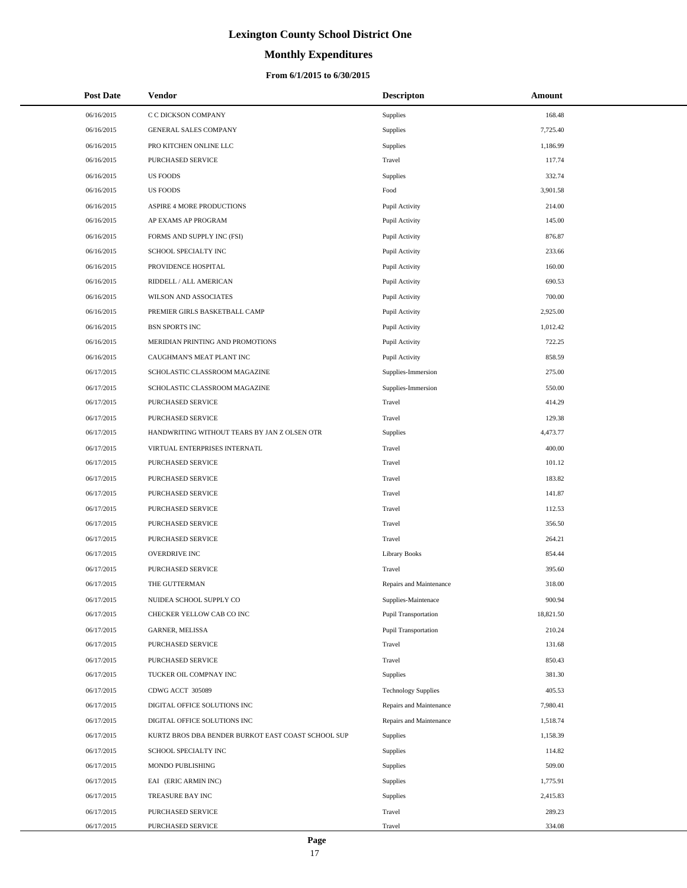# Lexington County School District One

## Monthly Expenditures

### From 6/1/2015 to 6/30/2015

| Post Date | Vendor | Descripton | Amount |
|---|---|---|---|
| 06/16/2015 | C C DICKSON COMPANY | Supplies | 168.48 |
| 06/16/2015 | GENERAL SALES COMPANY | Supplies | 7,725.40 |
| 06/16/2015 | PRO KITCHEN ONLINE LLC | Supplies | 1,186.99 |
| 06/16/2015 | PURCHASED SERVICE | Travel | 117.74 |
| 06/16/2015 | US FOODS | Supplies | 332.74 |
| 06/16/2015 | US FOODS | Food | 3,901.58 |
| 06/16/2015 | ASPIRE 4 MORE PRODUCTIONS | Pupil Activity | 214.00 |
| 06/16/2015 | AP EXAMS AP PROGRAM | Pupil Activity | 145.00 |
| 06/16/2015 | FORMS AND SUPPLY INC (FSI) | Pupil Activity | 876.87 |
| 06/16/2015 | SCHOOL SPECIALTY INC | Pupil Activity | 233.66 |
| 06/16/2015 | PROVIDENCE HOSPITAL | Pupil Activity | 160.00 |
| 06/16/2015 | RIDDELL / ALL AMERICAN | Pupil Activity | 690.53 |
| 06/16/2015 | WILSON AND ASSOCIATES | Pupil Activity | 700.00 |
| 06/16/2015 | PREMIER GIRLS BASKETBALL CAMP | Pupil Activity | 2,925.00 |
| 06/16/2015 | BSN SPORTS INC | Pupil Activity | 1,012.42 |
| 06/16/2015 | MERIDIAN PRINTING AND PROMOTIONS | Pupil Activity | 722.25 |
| 06/16/2015 | CAUGHMAN'S MEAT PLANT INC | Pupil Activity | 858.59 |
| 06/17/2015 | SCHOLASTIC CLASSROOM MAGAZINE | Supplies-Immersion | 275.00 |
| 06/17/2015 | SCHOLASTIC CLASSROOM MAGAZINE | Supplies-Immersion | 550.00 |
| 06/17/2015 | PURCHASED SERVICE | Travel | 414.29 |
| 06/17/2015 | PURCHASED SERVICE | Travel | 129.38 |
| 06/17/2015 | HANDWRITING WITHOUT TEARS BY JAN Z OLSEN OTR | Supplies | 4,473.77 |
| 06/17/2015 | VIRTUAL ENTERPRISES INTERNATL | Travel | 400.00 |
| 06/17/2015 | PURCHASED SERVICE | Travel | 101.12 |
| 06/17/2015 | PURCHASED SERVICE | Travel | 183.82 |
| 06/17/2015 | PURCHASED SERVICE | Travel | 141.87 |
| 06/17/2015 | PURCHASED SERVICE | Travel | 112.53 |
| 06/17/2015 | PURCHASED SERVICE | Travel | 356.50 |
| 06/17/2015 | PURCHASED SERVICE | Travel | 264.21 |
| 06/17/2015 | OVERDRIVE INC | Library Books | 854.44 |
| 06/17/2015 | PURCHASED SERVICE | Travel | 395.60 |
| 06/17/2015 | THE GUTTERMAN | Repairs and Maintenance | 318.00 |
| 06/17/2015 | NUIDEA SCHOOL SUPPLY CO | Supplies-Maintenace | 900.94 |
| 06/17/2015 | CHECKER YELLOW CAB CO INC | Pupil Transportation | 18,821.50 |
| 06/17/2015 | GARNER, MELISSA | Pupil Transportation | 210.24 |
| 06/17/2015 | PURCHASED SERVICE | Travel | 131.68 |
| 06/17/2015 | PURCHASED SERVICE | Travel | 850.43 |
| 06/17/2015 | TUCKER OIL COMPNAY INC | Supplies | 381.30 |
| 06/17/2015 | CDWG ACCT 305089 | Technology Supplies | 405.53 |
| 06/17/2015 | DIGITAL OFFICE SOLUTIONS INC | Repairs and Maintenance | 7,980.41 |
| 06/17/2015 | DIGITAL OFFICE SOLUTIONS INC | Repairs and Maintenance | 1,518.74 |
| 06/17/2015 | KURTZ BROS DBA BENDER BURKOT EAST COAST SCHOOL SUP | Supplies | 1,158.39 |
| 06/17/2015 | SCHOOL SPECIALTY INC | Supplies | 114.82 |
| 06/17/2015 | MONDO PUBLISHING | Supplies | 509.00 |
| 06/17/2015 | EAI (ERIC ARMIN INC) | Supplies | 1,775.91 |
| 06/17/2015 | TREASURE BAY INC | Supplies | 2,415.83 |
| 06/17/2015 | PURCHASED SERVICE | Travel | 289.23 |
| 06/17/2015 | PURCHASED SERVICE | Travel | 334.08 |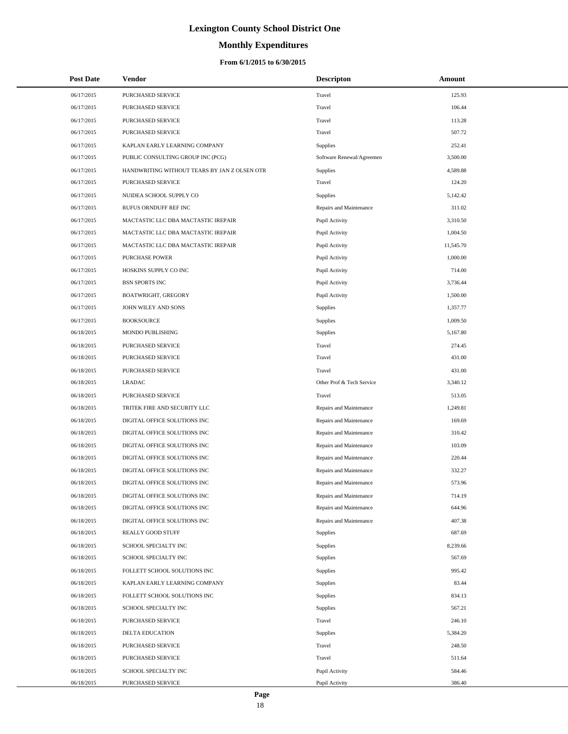# Lexington County School District One

## Monthly Expenditures

### From 6/1/2015 to 6/30/2015

| Post Date | Vendor | Descripton | Amount |
|---|---|---|---|
| 06/17/2015 | PURCHASED SERVICE | Travel | 125.93 |
| 06/17/2015 | PURCHASED SERVICE | Travel | 106.44 |
| 06/17/2015 | PURCHASED SERVICE | Travel | 113.28 |
| 06/17/2015 | PURCHASED SERVICE | Travel | 507.72 |
| 06/17/2015 | KAPLAN EARLY LEARNING COMPANY | Supplies | 252.41 |
| 06/17/2015 | PUBLIC CONSULTING GROUP INC (PCG) | Software Renewal/Agreemen | 3,500.00 |
| 06/17/2015 | HANDWRITING WITHOUT TEARS BY JAN Z OLSEN OTR | Supplies | 4,589.88 |
| 06/17/2015 | PURCHASED SERVICE | Travel | 124.20 |
| 06/17/2015 | NUIDEA SCHOOL SUPPLY CO | Supplies | 5,142.42 |
| 06/17/2015 | RUFUS ORNDUFF REF INC | Repairs and Maintenance | 311.02 |
| 06/17/2015 | MACTASTIC LLC DBA MACTASTIC IREPAIR | Pupil Activity | 3,310.50 |
| 06/17/2015 | MACTASTIC LLC DBA MACTASTIC IREPAIR | Pupil Activity | 1,004.50 |
| 06/17/2015 | MACTASTIC LLC DBA MACTASTIC IREPAIR | Pupil Activity | 11,545.70 |
| 06/17/2015 | PURCHASE POWER | Pupil Activity | 1,000.00 |
| 06/17/2015 | HOSKINS SUPPLY CO INC | Pupil Activity | 714.00 |
| 06/17/2015 | BSN SPORTS INC | Pupil Activity | 3,736.44 |
| 06/17/2015 | BOATWRIGHT, GREGORY | Pupil Activity | 1,500.00 |
| 06/17/2015 | JOHN WILEY AND SONS | Supplies | 1,357.77 |
| 06/17/2015 | BOOKSOURCE | Supplies | 1,009.50 |
| 06/18/2015 | MONDO PUBLISHING | Supplies | 5,167.80 |
| 06/18/2015 | PURCHASED SERVICE | Travel | 274.45 |
| 06/18/2015 | PURCHASED SERVICE | Travel | 431.00 |
| 06/18/2015 | PURCHASED SERVICE | Travel | 431.00 |
| 06/18/2015 | LRADAC | Other Prof & Tech Service | 3,340.12 |
| 06/18/2015 | PURCHASED SERVICE | Travel | 513.05 |
| 06/18/2015 | TRITEK FIRE AND SECURITY LLC | Repairs and Maintenance | 1,249.81 |
| 06/18/2015 | DIGITAL OFFICE SOLUTIONS INC | Repairs and Maintenance | 169.69 |
| 06/18/2015 | DIGITAL OFFICE SOLUTIONS INC | Repairs and Maintenance | 310.42 |
| 06/18/2015 | DIGITAL OFFICE SOLUTIONS INC | Repairs and Maintenance | 103.09 |
| 06/18/2015 | DIGITAL OFFICE SOLUTIONS INC | Repairs and Maintenance | 220.44 |
| 06/18/2015 | DIGITAL OFFICE SOLUTIONS INC | Repairs and Maintenance | 332.27 |
| 06/18/2015 | DIGITAL OFFICE SOLUTIONS INC | Repairs and Maintenance | 573.96 |
| 06/18/2015 | DIGITAL OFFICE SOLUTIONS INC | Repairs and Maintenance | 714.19 |
| 06/18/2015 | DIGITAL OFFICE SOLUTIONS INC | Repairs and Maintenance | 644.96 |
| 06/18/2015 | DIGITAL OFFICE SOLUTIONS INC | Repairs and Maintenance | 407.38 |
| 06/18/2015 | REALLY GOOD STUFF | Supplies | 687.69 |
| 06/18/2015 | SCHOOL SPECIALTY INC | Supplies | 8,239.66 |
| 06/18/2015 | SCHOOL SPECIALTY INC | Supplies | 567.69 |
| 06/18/2015 | FOLLETT SCHOOL SOLUTIONS INC | Supplies | 995.42 |
| 06/18/2015 | KAPLAN EARLY LEARNING COMPANY | Supplies | 83.44 |
| 06/18/2015 | FOLLETT SCHOOL SOLUTIONS INC | Supplies | 834.13 |
| 06/18/2015 | SCHOOL SPECIALTY INC | Supplies | 567.21 |
| 06/18/2015 | PURCHASED SERVICE | Travel | 246.10 |
| 06/18/2015 | DELTA EDUCATION | Supplies | 5,384.20 |
| 06/18/2015 | PURCHASED SERVICE | Travel | 248.50 |
| 06/18/2015 | PURCHASED SERVICE | Travel | 511.64 |
| 06/18/2015 | SCHOOL SPECIALTY INC | Pupil Activity | 584.46 |
| 06/18/2015 | PURCHASED SERVICE | Pupil Activity | 386.40 |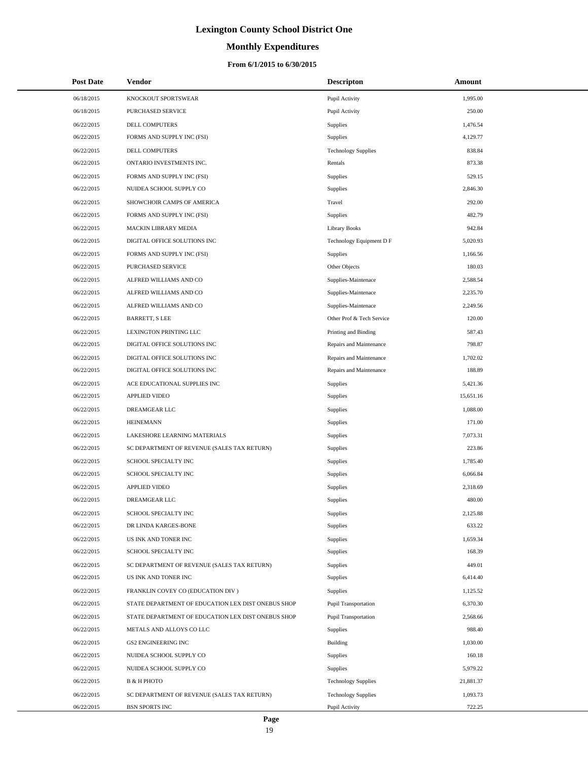# Lexington County School District One

## Monthly Expenditures

### From 6/1/2015 to 6/30/2015

| Post Date | Vendor | Descripton | Amount |
|---|---|---|---|
| 06/18/2015 | KNOCKOUT SPORTSWEAR | Pupil Activity | 1,995.00 |
| 06/18/2015 | PURCHASED SERVICE | Pupil Activity | 250.00 |
| 06/22/2015 | DELL COMPUTERS | Supplies | 1,476.54 |
| 06/22/2015 | FORMS AND SUPPLY INC (FSI) | Supplies | 4,129.77 |
| 06/22/2015 | DELL COMPUTERS | Technology Supplies | 838.84 |
| 06/22/2015 | ONTARIO INVESTMENTS INC. | Rentals | 873.38 |
| 06/22/2015 | FORMS AND SUPPLY INC (FSI) | Supplies | 529.15 |
| 06/22/2015 | NUIDEA SCHOOL SUPPLY CO | Supplies | 2,846.30 |
| 06/22/2015 | SHOWCHOIR CAMPS OF AMERICA | Travel | 292.00 |
| 06/22/2015 | FORMS AND SUPPLY INC (FSI) | Supplies | 482.79 |
| 06/22/2015 | MACKIN LIBRARY MEDIA | Library Books | 942.84 |
| 06/22/2015 | DIGITAL OFFICE SOLUTIONS INC | Technology Equipment D F | 5,020.93 |
| 06/22/2015 | FORMS AND SUPPLY INC (FSI) | Supplies | 1,166.56 |
| 06/22/2015 | PURCHASED SERVICE | Other Objects | 180.03 |
| 06/22/2015 | ALFRED WILLIAMS AND CO | Supplies-Maintenace | 2,588.54 |
| 06/22/2015 | ALFRED WILLIAMS AND CO | Supplies-Maintenace | 2,235.70 |
| 06/22/2015 | ALFRED WILLIAMS AND CO | Supplies-Maintenace | 2,249.56 |
| 06/22/2015 | BARRETT, S LEE | Other Prof & Tech Service | 120.00 |
| 06/22/2015 | LEXINGTON PRINTING LLC | Printing and Binding | 587.43 |
| 06/22/2015 | DIGITAL OFFICE SOLUTIONS INC | Repairs and Maintenance | 798.87 |
| 06/22/2015 | DIGITAL OFFICE SOLUTIONS INC | Repairs and Maintenance | 1,702.02 |
| 06/22/2015 | DIGITAL OFFICE SOLUTIONS INC | Repairs and Maintenance | 188.89 |
| 06/22/2015 | ACE EDUCATIONAL SUPPLIES INC | Supplies | 5,421.36 |
| 06/22/2015 | APPLIED VIDEO | Supplies | 15,651.16 |
| 06/22/2015 | DREAMGEAR LLC | Supplies | 1,088.00 |
| 06/22/2015 | HEINEMANN | Supplies | 171.00 |
| 06/22/2015 | LAKESHORE LEARNING MATERIALS | Supplies | 7,073.31 |
| 06/22/2015 | SC DEPARTMENT OF REVENUE (SALES TAX RETURN) | Supplies | 223.86 |
| 06/22/2015 | SCHOOL SPECIALTY INC | Supplies | 1,785.40 |
| 06/22/2015 | SCHOOL SPECIALTY INC | Supplies | 6,066.84 |
| 06/22/2015 | APPLIED VIDEO | Supplies | 2,318.69 |
| 06/22/2015 | DREAMGEAR LLC | Supplies | 480.00 |
| 06/22/2015 | SCHOOL SPECIALTY INC | Supplies | 2,125.88 |
| 06/22/2015 | DR LINDA KARGES-BONE | Supplies | 633.22 |
| 06/22/2015 | US INK AND TONER INC | Supplies | 1,659.34 |
| 06/22/2015 | SCHOOL SPECIALTY INC | Supplies | 168.39 |
| 06/22/2015 | SC DEPARTMENT OF REVENUE (SALES TAX RETURN) | Supplies | 449.01 |
| 06/22/2015 | US INK AND TONER INC | Supplies | 6,414.40 |
| 06/22/2015 | FRANKLIN COVEY CO (EDUCATION DIV ) | Supplies | 1,125.52 |
| 06/22/2015 | STATE DEPARTMENT OF EDUCATION LEX DIST ONEBUS SHOP | Pupil Transportation | 6,370.30 |
| 06/22/2015 | STATE DEPARTMENT OF EDUCATION LEX DIST ONEBUS SHOP | Pupil Transportation | 2,568.66 |
| 06/22/2015 | METALS AND ALLOYS CO LLC | Supplies | 988.40 |
| 06/22/2015 | GS2 ENGINEERING INC | Building | 1,030.00 |
| 06/22/2015 | NUIDEA SCHOOL SUPPLY CO | Supplies | 160.18 |
| 06/22/2015 | NUIDEA SCHOOL SUPPLY CO | Supplies | 5,979.22 |
| 06/22/2015 | B & H PHOTO | Technology Supplies | 21,881.37 |
| 06/22/2015 | SC DEPARTMENT OF REVENUE (SALES TAX RETURN) | Technology Supplies | 1,093.73 |
| 06/22/2015 | BSN SPORTS INC | Pupil Activity | 722.25 |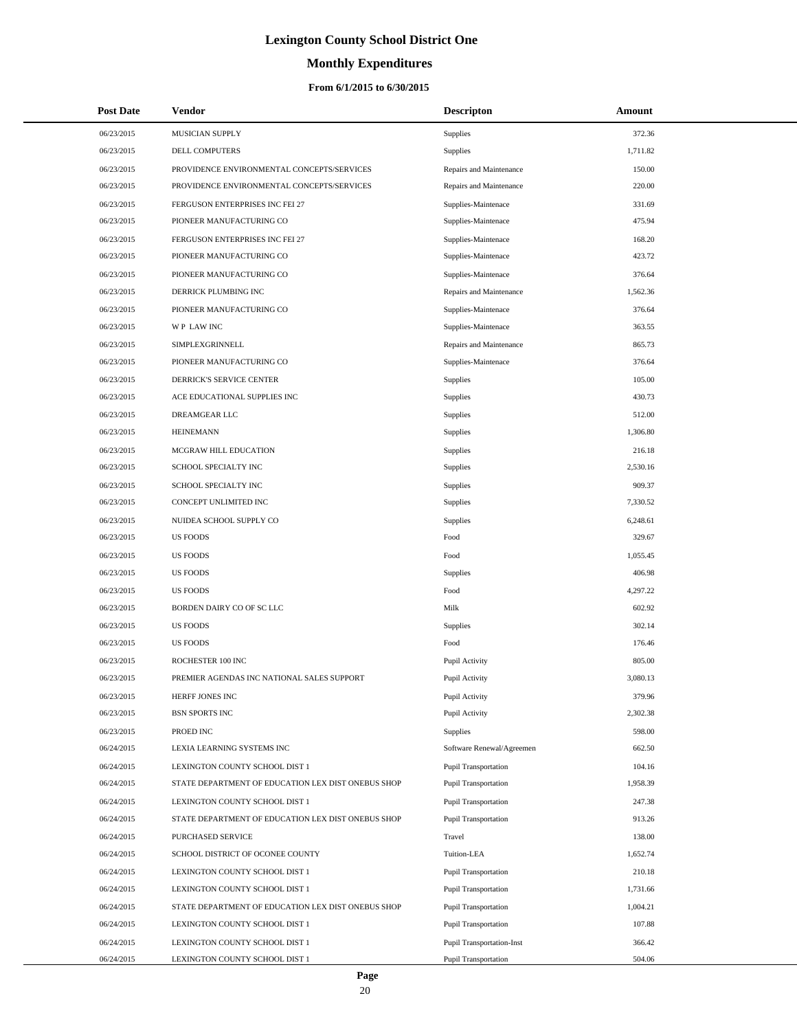# Lexington County School District One

## Monthly Expenditures

### From 6/1/2015 to 6/30/2015

| Post Date | Vendor | Descripton | Amount |
|---|---|---|---|
| 06/23/2015 | MUSICIAN SUPPLY | Supplies | 372.36 |
| 06/23/2015 | DELL COMPUTERS | Supplies | 1,711.82 |
| 06/23/2015 | PROVIDENCE ENVIRONMENTAL CONCEPTS/SERVICES | Repairs and Maintenance | 150.00 |
| 06/23/2015 | PROVIDENCE ENVIRONMENTAL CONCEPTS/SERVICES | Repairs and Maintenance | 220.00 |
| 06/23/2015 | FERGUSON ENTERPRISES INC FEI 27 | Supplies-Maintenace | 331.69 |
| 06/23/2015 | PIONEER MANUFACTURING CO | Supplies-Maintenace | 475.94 |
| 06/23/2015 | FERGUSON ENTERPRISES INC FEI 27 | Supplies-Maintenace | 168.20 |
| 06/23/2015 | PIONEER MANUFACTURING CO | Supplies-Maintenace | 423.72 |
| 06/23/2015 | PIONEER MANUFACTURING CO | Supplies-Maintenace | 376.64 |
| 06/23/2015 | DERRICK PLUMBING INC | Repairs and Maintenance | 1,562.36 |
| 06/23/2015 | PIONEER MANUFACTURING CO | Supplies-Maintenace | 376.64 |
| 06/23/2015 | W P LAW INC | Supplies-Maintenace | 363.55 |
| 06/23/2015 | SIMPLEXGRINNELL | Repairs and Maintenance | 865.73 |
| 06/23/2015 | PIONEER MANUFACTURING CO | Supplies-Maintenace | 376.64 |
| 06/23/2015 | DERRICK'S SERVICE CENTER | Supplies | 105.00 |
| 06/23/2015 | ACE EDUCATIONAL SUPPLIES INC | Supplies | 430.73 |
| 06/23/2015 | DREAMGEAR LLC | Supplies | 512.00 |
| 06/23/2015 | HEINEMANN | Supplies | 1,306.80 |
| 06/23/2015 | MCGRAW HILL EDUCATION | Supplies | 216.18 |
| 06/23/2015 | SCHOOL SPECIALTY INC | Supplies | 2,530.16 |
| 06/23/2015 | SCHOOL SPECIALTY INC | Supplies | 909.37 |
| 06/23/2015 | CONCEPT UNLIMITED INC | Supplies | 7,330.52 |
| 06/23/2015 | NUIDEA SCHOOL SUPPLY CO | Supplies | 6,248.61 |
| 06/23/2015 | US FOODS | Food | 329.67 |
| 06/23/2015 | US FOODS | Food | 1,055.45 |
| 06/23/2015 | US FOODS | Supplies | 406.98 |
| 06/23/2015 | US FOODS | Food | 4,297.22 |
| 06/23/2015 | BORDEN DAIRY CO OF SC LLC | Milk | 602.92 |
| 06/23/2015 | US FOODS | Supplies | 302.14 |
| 06/23/2015 | US FOODS | Food | 176.46 |
| 06/23/2015 | ROCHESTER 100 INC | Pupil Activity | 805.00 |
| 06/23/2015 | PREMIER AGENDAS INC NATIONAL SALES SUPPORT | Pupil Activity | 3,080.13 |
| 06/23/2015 | HERFF JONES INC | Pupil Activity | 379.96 |
| 06/23/2015 | BSN SPORTS INC | Pupil Activity | 2,302.38 |
| 06/23/2015 | PROED INC | Supplies | 598.00 |
| 06/24/2015 | LEXIA LEARNING SYSTEMS INC | Software Renewal/Agreemen | 662.50 |
| 06/24/2015 | LEXINGTON COUNTY SCHOOL DIST 1 | Pupil Transportation | 104.16 |
| 06/24/2015 | STATE DEPARTMENT OF EDUCATION LEX DIST ONEBUS SHOP | Pupil Transportation | 1,958.39 |
| 06/24/2015 | LEXINGTON COUNTY SCHOOL DIST 1 | Pupil Transportation | 247.38 |
| 06/24/2015 | STATE DEPARTMENT OF EDUCATION LEX DIST ONEBUS SHOP | Pupil Transportation | 913.26 |
| 06/24/2015 | PURCHASED SERVICE | Travel | 138.00 |
| 06/24/2015 | SCHOOL DISTRICT OF OCONEE COUNTY | Tuition-LEA | 1,652.74 |
| 06/24/2015 | LEXINGTON COUNTY SCHOOL DIST 1 | Pupil Transportation | 210.18 |
| 06/24/2015 | LEXINGTON COUNTY SCHOOL DIST 1 | Pupil Transportation | 1,731.66 |
| 06/24/2015 | STATE DEPARTMENT OF EDUCATION LEX DIST ONEBUS SHOP | Pupil Transportation | 1,004.21 |
| 06/24/2015 | LEXINGTON COUNTY SCHOOL DIST 1 | Pupil Transportation | 107.88 |
| 06/24/2015 | LEXINGTON COUNTY SCHOOL DIST 1 | Pupil Transportation-Inst | 366.42 |
| 06/24/2015 | LEXINGTON COUNTY SCHOOL DIST 1 | Pupil Transportation | 504.06 |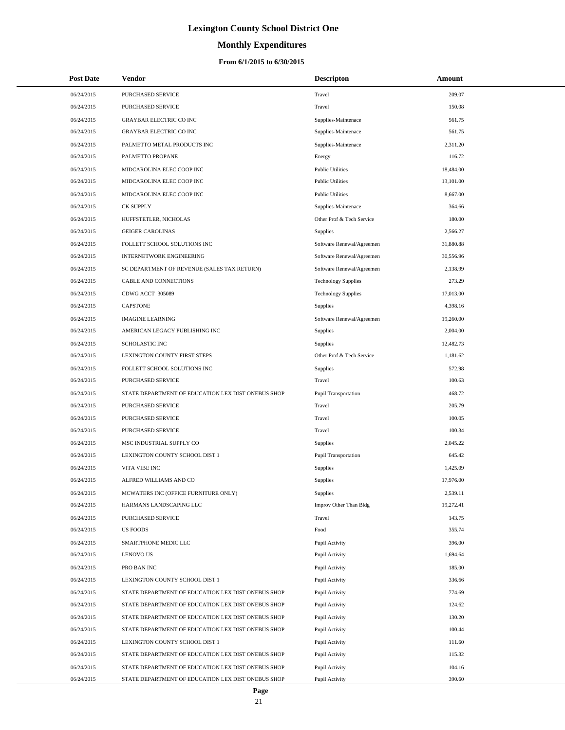# Lexington County School District One

## Monthly Expenditures

### From 6/1/2015 to 6/30/2015

| Post Date | Vendor | Descripton | Amount |
|---|---|---|---|
| 06/24/2015 | PURCHASED SERVICE | Travel | 209.07 |
| 06/24/2015 | PURCHASED SERVICE | Travel | 150.08 |
| 06/24/2015 | GRAYBAR ELECTRIC CO INC | Supplies-Maintenace | 561.75 |
| 06/24/2015 | GRAYBAR ELECTRIC CO INC | Supplies-Maintenace | 561.75 |
| 06/24/2015 | PALMETTO METAL PRODUCTS INC | Supplies-Maintenace | 2,311.20 |
| 06/24/2015 | PALMETTO PROPANE | Energy | 116.72 |
| 06/24/2015 | MIDCAROLINA ELEC COOP INC | Public Utilities | 18,484.00 |
| 06/24/2015 | MIDCAROLINA ELEC COOP INC | Public Utilities | 13,101.00 |
| 06/24/2015 | MIDCAROLINA ELEC COOP INC | Public Utilities | 8,667.00 |
| 06/24/2015 | CK SUPPLY | Supplies-Maintenace | 364.66 |
| 06/24/2015 | HUFFSTETLER, NICHOLAS | Other Prof & Tech Service | 180.00 |
| 06/24/2015 | GEIGER CAROLINAS | Supplies | 2,566.27 |
| 06/24/2015 | FOLLETT SCHOOL SOLUTIONS INC | Software Renewal/Agreemen | 31,880.88 |
| 06/24/2015 | INTERNETWORK ENGINEERING | Software Renewal/Agreemen | 30,556.96 |
| 06/24/2015 | SC DEPARTMENT OF REVENUE (SALES TAX RETURN) | Software Renewal/Agreemen | 2,138.99 |
| 06/24/2015 | CABLE AND CONNECTIONS | Technology Supplies | 273.29 |
| 06/24/2015 | CDWG ACCT 305089 | Technology Supplies | 17,013.00 |
| 06/24/2015 | CAPSTONE | Supplies | 4,398.16 |
| 06/24/2015 | IMAGINE LEARNING | Software Renewal/Agreemen | 19,260.00 |
| 06/24/2015 | AMERICAN LEGACY PUBLISHING INC | Supplies | 2,004.00 |
| 06/24/2015 | SCHOLASTIC INC | Supplies | 12,482.73 |
| 06/24/2015 | LEXINGTON COUNTY FIRST STEPS | Other Prof & Tech Service | 1,181.62 |
| 06/24/2015 | FOLLETT SCHOOL SOLUTIONS INC | Supplies | 572.98 |
| 06/24/2015 | PURCHASED SERVICE | Travel | 100.63 |
| 06/24/2015 | STATE DEPARTMENT OF EDUCATION LEX DIST ONEBUS SHOP | Pupil Transportation | 468.72 |
| 06/24/2015 | PURCHASED SERVICE | Travel | 205.79 |
| 06/24/2015 | PURCHASED SERVICE | Travel | 100.05 |
| 06/24/2015 | PURCHASED SERVICE | Travel | 100.34 |
| 06/24/2015 | MSC INDUSTRIAL SUPPLY CO | Supplies | 2,045.22 |
| 06/24/2015 | LEXINGTON COUNTY SCHOOL DIST 1 | Pupil Transportation | 645.42 |
| 06/24/2015 | VITA VIBE INC | Supplies | 1,425.09 |
| 06/24/2015 | ALFRED WILLIAMS AND CO | Supplies | 17,976.00 |
| 06/24/2015 | MCWATERS INC (OFFICE FURNITURE ONLY) | Supplies | 2,539.11 |
| 06/24/2015 | HARMANS LANDSCAPING LLC | Improv Other Than Bldg | 19,272.41 |
| 06/24/2015 | PURCHASED SERVICE | Travel | 143.75 |
| 06/24/2015 | US FOODS | Food | 355.74 |
| 06/24/2015 | SMARTPHONE MEDIC LLC | Pupil Activity | 396.00 |
| 06/24/2015 | LENOVO US | Pupil Activity | 1,694.64 |
| 06/24/2015 | PRO BAN INC | Pupil Activity | 185.00 |
| 06/24/2015 | LEXINGTON COUNTY SCHOOL DIST 1 | Pupil Activity | 336.66 |
| 06/24/2015 | STATE DEPARTMENT OF EDUCATION LEX DIST ONEBUS SHOP | Pupil Activity | 774.69 |
| 06/24/2015 | STATE DEPARTMENT OF EDUCATION LEX DIST ONEBUS SHOP | Pupil Activity | 124.62 |
| 06/24/2015 | STATE DEPARTMENT OF EDUCATION LEX DIST ONEBUS SHOP | Pupil Activity | 130.20 |
| 06/24/2015 | STATE DEPARTMENT OF EDUCATION LEX DIST ONEBUS SHOP | Pupil Activity | 100.44 |
| 06/24/2015 | LEXINGTON COUNTY SCHOOL DIST 1 | Pupil Activity | 111.60 |
| 06/24/2015 | STATE DEPARTMENT OF EDUCATION LEX DIST ONEBUS SHOP | Pupil Activity | 115.32 |
| 06/24/2015 | STATE DEPARTMENT OF EDUCATION LEX DIST ONEBUS SHOP | Pupil Activity | 104.16 |
| 06/24/2015 | STATE DEPARTMENT OF EDUCATION LEX DIST ONEBUS SHOP | Pupil Activity | 390.60 |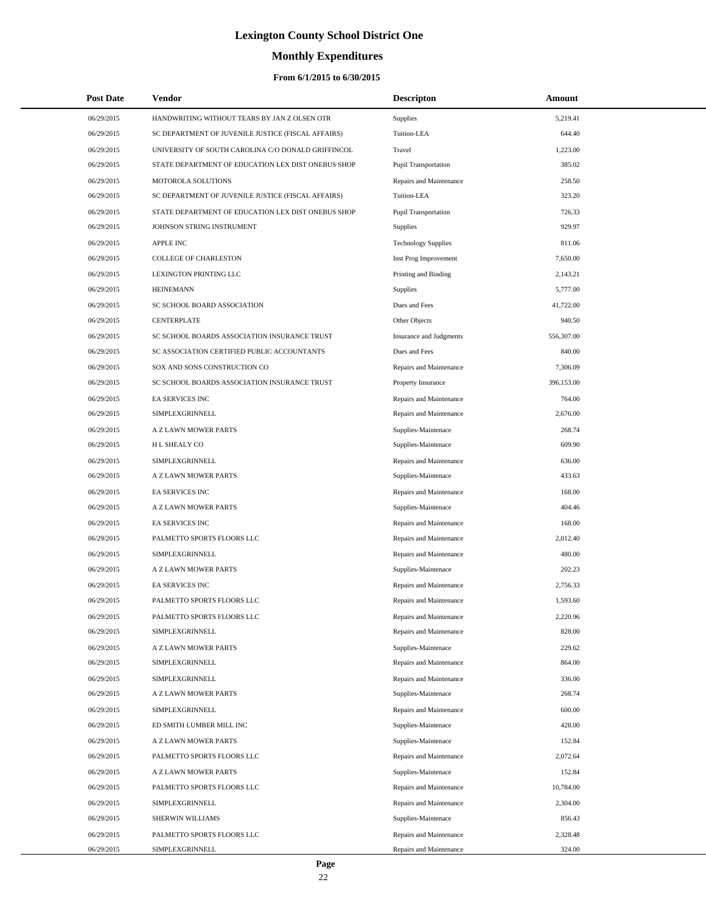# Lexington County School District One

## Monthly Expenditures

### From 6/1/2015 to 6/30/2015

| Post Date | Vendor | Descripton | Amount |
|---|---|---|---|
| 06/29/2015 | HANDWRITING WITHOUT TEARS BY JAN Z OLSEN OTR | Supplies | 5,219.41 |
| 06/29/2015 | SC DEPARTMENT OF JUVENILE JUSTICE (FISCAL AFFAIRS) | Tuition-LEA | 644.40 |
| 06/29/2015 | UNIVERSITY OF SOUTH CAROLINA C/O DONALD GRIFFINCOL | Travel | 1,223.00 |
| 06/29/2015 | STATE DEPARTMENT OF EDUCATION LEX DIST ONEBUS SHOP | Pupil Transportation | 385.02 |
| 06/29/2015 | MOTOROLA SOLUTIONS | Repairs and Maintenance | 258.50 |
| 06/29/2015 | SC DEPARTMENT OF JUVENILE JUSTICE (FISCAL AFFAIRS) | Tuition-LEA | 323.20 |
| 06/29/2015 | STATE DEPARTMENT OF EDUCATION LEX DIST ONEBUS SHOP | Pupil Transportation | 726.33 |
| 06/29/2015 | JOHNSON STRING INSTRUMENT | Supplies | 929.97 |
| 06/29/2015 | APPLE INC | Technology Supplies | 811.06 |
| 06/29/2015 | COLLEGE OF CHARLESTON | Inst Prog Improvement | 7,650.00 |
| 06/29/2015 | LEXINGTON PRINTING LLC | Printing and Binding | 2,143.21 |
| 06/29/2015 | HEINEMANN | Supplies | 5,777.00 |
| 06/29/2015 | SC SCHOOL BOARD ASSOCIATION | Dues and Fees | 41,722.00 |
| 06/29/2015 | CENTERPLATE | Other Objects | 940.50 |
| 06/29/2015 | SC SCHOOL BOARDS ASSOCIATION INSURANCE TRUST | Insurance and Judgments | 556,307.00 |
| 06/29/2015 | SC ASSOCIATION CERTIFIED PUBLIC ACCOUNTANTS | Dues and Fees | 840.00 |
| 06/29/2015 | SOX AND SONS CONSTRUCTION CO | Repairs and Maintenance | 7,306.09 |
| 06/29/2015 | SC SCHOOL BOARDS ASSOCIATION INSURANCE TRUST | Property Insurance | 396,153.00 |
| 06/29/2015 | EA SERVICES INC | Repairs and Maintenance | 764.00 |
| 06/29/2015 | SIMPLEXGRINNELL | Repairs and Maintenance | 2,676.00 |
| 06/29/2015 | A Z LAWN MOWER PARTS | Supplies-Maintenace | 268.74 |
| 06/29/2015 | H L SHEALY CO | Supplies-Maintenace | 609.90 |
| 06/29/2015 | SIMPLEXGRINNELL | Repairs and Maintenance | 636.00 |
| 06/29/2015 | A Z LAWN MOWER PARTS | Supplies-Maintenace | 433.63 |
| 06/29/2015 | EA SERVICES INC | Repairs and Maintenance | 168.00 |
| 06/29/2015 | A Z LAWN MOWER PARTS | Supplies-Maintenace | 404.46 |
| 06/29/2015 | EA SERVICES INC | Repairs and Maintenance | 168.00 |
| 06/29/2015 | PALMETTO SPORTS FLOORS LLC | Repairs and Maintenance | 2,012.40 |
| 06/29/2015 | SIMPLEXGRINNELL | Repairs and Maintenance | 480.00 |
| 06/29/2015 | A Z LAWN MOWER PARTS | Supplies-Maintenace | 202.23 |
| 06/29/2015 | EA SERVICES INC | Repairs and Maintenance | 2,756.33 |
| 06/29/2015 | PALMETTO SPORTS FLOORS LLC | Repairs and Maintenance | 1,593.60 |
| 06/29/2015 | PALMETTO SPORTS FLOORS LLC | Repairs and Maintenance | 2,220.96 |
| 06/29/2015 | SIMPLEXGRINNELL | Repairs and Maintenance | 828.00 |
| 06/29/2015 | A Z LAWN MOWER PARTS | Supplies-Maintenace | 229.62 |
| 06/29/2015 | SIMPLEXGRINNELL | Repairs and Maintenance | 864.00 |
| 06/29/2015 | SIMPLEXGRINNELL | Repairs and Maintenance | 336.00 |
| 06/29/2015 | A Z LAWN MOWER PARTS | Supplies-Maintenace | 268.74 |
| 06/29/2015 | SIMPLEXGRINNELL | Repairs and Maintenance | 600.00 |
| 06/29/2015 | ED SMITH LUMBER MILL INC | Supplies-Maintenace | 428.00 |
| 06/29/2015 | A Z LAWN MOWER PARTS | Supplies-Maintenace | 152.84 |
| 06/29/2015 | PALMETTO SPORTS FLOORS LLC | Repairs and Maintenance | 2,072.64 |
| 06/29/2015 | A Z LAWN MOWER PARTS | Supplies-Maintenace | 152.84 |
| 06/29/2015 | PALMETTO SPORTS FLOORS LLC | Repairs and Maintenance | 10,784.00 |
| 06/29/2015 | SIMPLEXGRINNELL | Repairs and Maintenance | 2,304.00 |
| 06/29/2015 | SHERWIN WILLIAMS | Supplies-Maintenace | 856.43 |
| 06/29/2015 | PALMETTO SPORTS FLOORS LLC | Repairs and Maintenance | 2,328.48 |
| 06/29/2015 | SIMPLEXGRINNELL | Repairs and Maintenance | 324.00 |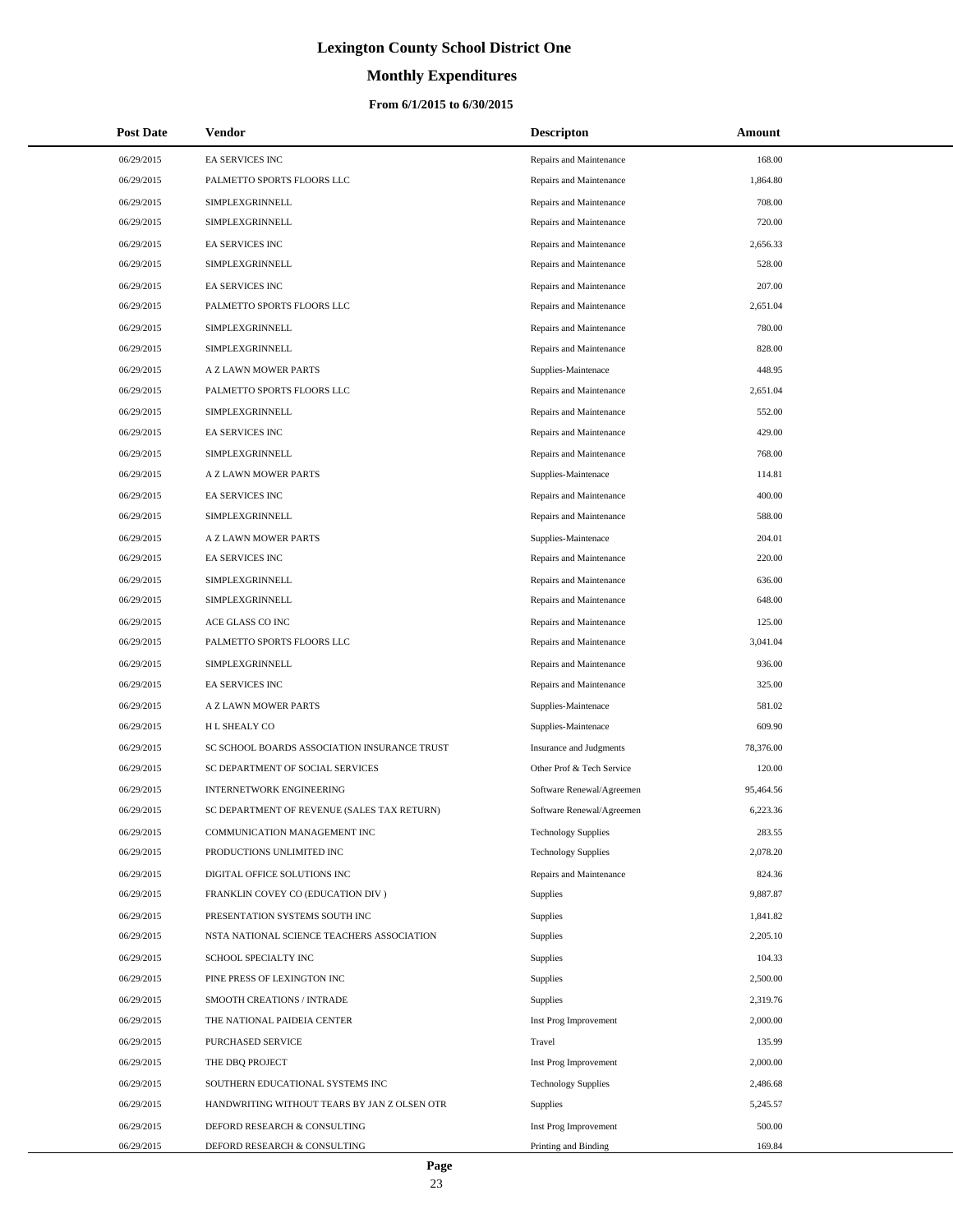# Lexington County School District One

## Monthly Expenditures

### From 6/1/2015 to 6/30/2015

| Post Date | Vendor | Descripton | Amount |
|---|---|---|---|
| 06/29/2015 | EA SERVICES INC | Repairs and Maintenance | 168.00 |
| 06/29/2015 | PALMETTO SPORTS FLOORS LLC | Repairs and Maintenance | 1,864.80 |
| 06/29/2015 | SIMPLEXGRINNELL | Repairs and Maintenance | 708.00 |
| 06/29/2015 | SIMPLEXGRINNELL | Repairs and Maintenance | 720.00 |
| 06/29/2015 | EA SERVICES INC | Repairs and Maintenance | 2,656.33 |
| 06/29/2015 | SIMPLEXGRINNELL | Repairs and Maintenance | 528.00 |
| 06/29/2015 | EA SERVICES INC | Repairs and Maintenance | 207.00 |
| 06/29/2015 | PALMETTO SPORTS FLOORS LLC | Repairs and Maintenance | 2,651.04 |
| 06/29/2015 | SIMPLEXGRINNELL | Repairs and Maintenance | 780.00 |
| 06/29/2015 | SIMPLEXGRINNELL | Repairs and Maintenance | 828.00 |
| 06/29/2015 | A Z LAWN MOWER PARTS | Supplies-Maintenace | 448.95 |
| 06/29/2015 | PALMETTO SPORTS FLOORS LLC | Repairs and Maintenance | 2,651.04 |
| 06/29/2015 | SIMPLEXGRINNELL | Repairs and Maintenance | 552.00 |
| 06/29/2015 | EA SERVICES INC | Repairs and Maintenance | 429.00 |
| 06/29/2015 | SIMPLEXGRINNELL | Repairs and Maintenance | 768.00 |
| 06/29/2015 | A Z LAWN MOWER PARTS | Supplies-Maintenace | 114.81 |
| 06/29/2015 | EA SERVICES INC | Repairs and Maintenance | 400.00 |
| 06/29/2015 | SIMPLEXGRINNELL | Repairs and Maintenance | 588.00 |
| 06/29/2015 | A Z LAWN MOWER PARTS | Supplies-Maintenace | 204.01 |
| 06/29/2015 | EA SERVICES INC | Repairs and Maintenance | 220.00 |
| 06/29/2015 | SIMPLEXGRINNELL | Repairs and Maintenance | 636.00 |
| 06/29/2015 | SIMPLEXGRINNELL | Repairs and Maintenance | 648.00 |
| 06/29/2015 | ACE GLASS CO INC | Repairs and Maintenance | 125.00 |
| 06/29/2015 | PALMETTO SPORTS FLOORS LLC | Repairs and Maintenance | 3,041.04 |
| 06/29/2015 | SIMPLEXGRINNELL | Repairs and Maintenance | 936.00 |
| 06/29/2015 | EA SERVICES INC | Repairs and Maintenance | 325.00 |
| 06/29/2015 | A Z LAWN MOWER PARTS | Supplies-Maintenace | 581.02 |
| 06/29/2015 | H L SHEALY CO | Supplies-Maintenace | 609.90 |
| 06/29/2015 | SC SCHOOL BOARDS ASSOCIATION INSURANCE TRUST | Insurance and Judgments | 78,376.00 |
| 06/29/2015 | SC DEPARTMENT OF SOCIAL SERVICES | Other Prof & Tech Service | 120.00 |
| 06/29/2015 | INTERNETWORK ENGINEERING | Software Renewal/Agreemen | 95,464.56 |
| 06/29/2015 | SC DEPARTMENT OF REVENUE (SALES TAX RETURN) | Software Renewal/Agreemen | 6,223.36 |
| 06/29/2015 | COMMUNICATION MANAGEMENT INC | Technology Supplies | 283.55 |
| 06/29/2015 | PRODUCTIONS UNLIMITED INC | Technology Supplies | 2,078.20 |
| 06/29/2015 | DIGITAL OFFICE SOLUTIONS INC | Repairs and Maintenance | 824.36 |
| 06/29/2015 | FRANKLIN COVEY CO (EDUCATION DIV ) | Supplies | 9,887.87 |
| 06/29/2015 | PRESENTATION SYSTEMS SOUTH INC | Supplies | 1,841.82 |
| 06/29/2015 | NSTA NATIONAL SCIENCE TEACHERS ASSOCIATION | Supplies | 2,205.10 |
| 06/29/2015 | SCHOOL SPECIALTY INC | Supplies | 104.33 |
| 06/29/2015 | PINE PRESS OF LEXINGTON INC | Supplies | 2,500.00 |
| 06/29/2015 | SMOOTH CREATIONS / INTRADE | Supplies | 2,319.76 |
| 06/29/2015 | THE NATIONAL PAIDEIA CENTER | Inst Prog Improvement | 2,000.00 |
| 06/29/2015 | PURCHASED SERVICE | Travel | 135.99 |
| 06/29/2015 | THE DBQ PROJECT | Inst Prog Improvement | 2,000.00 |
| 06/29/2015 | SOUTHERN EDUCATIONAL SYSTEMS INC | Technology Supplies | 2,486.68 |
| 06/29/2015 | HANDWRITING WITHOUT TEARS BY JAN Z OLSEN OTR | Supplies | 5,245.57 |
| 06/29/2015 | DEFORD RESEARCH & CONSULTING | Inst Prog Improvement | 500.00 |
| 06/29/2015 | DEFORD RESEARCH & CONSULTING | Printing and Binding | 169.84 |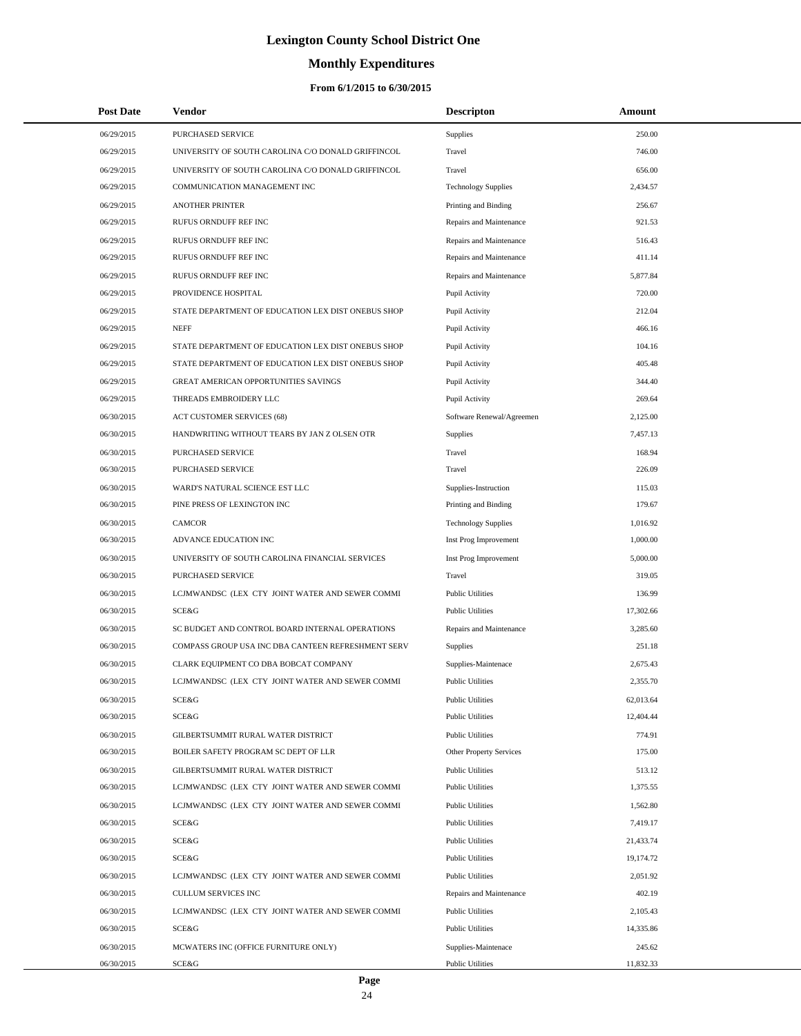# Lexington County School District One

## Monthly Expenditures

### From 6/1/2015 to 6/30/2015

| Post Date | Vendor | Descripton | Amount |
|---|---|---|---|
| 06/29/2015 | PURCHASED SERVICE | Supplies | 250.00 |
| 06/29/2015 | UNIVERSITY OF SOUTH CAROLINA C/O DONALD GRIFFINCOL | Travel | 746.00 |
| 06/29/2015 | UNIVERSITY OF SOUTH CAROLINA C/O DONALD GRIFFINCOL | Travel | 656.00 |
| 06/29/2015 | COMMUNICATION MANAGEMENT INC | Technology Supplies | 2,434.57 |
| 06/29/2015 | ANOTHER PRINTER | Printing and Binding | 256.67 |
| 06/29/2015 | RUFUS ORNDUFF REF INC | Repairs and Maintenance | 921.53 |
| 06/29/2015 | RUFUS ORNDUFF REF INC | Repairs and Maintenance | 516.43 |
| 06/29/2015 | RUFUS ORNDUFF REF INC | Repairs and Maintenance | 411.14 |
| 06/29/2015 | RUFUS ORNDUFF REF INC | Repairs and Maintenance | 5,877.84 |
| 06/29/2015 | PROVIDENCE HOSPITAL | Pupil Activity | 720.00 |
| 06/29/2015 | STATE DEPARTMENT OF EDUCATION LEX DIST ONEBUS SHOP | Pupil Activity | 212.04 |
| 06/29/2015 | NEFF | Pupil Activity | 466.16 |
| 06/29/2015 | STATE DEPARTMENT OF EDUCATION LEX DIST ONEBUS SHOP | Pupil Activity | 104.16 |
| 06/29/2015 | STATE DEPARTMENT OF EDUCATION LEX DIST ONEBUS SHOP | Pupil Activity | 405.48 |
| 06/29/2015 | GREAT AMERICAN OPPORTUNITIES SAVINGS | Pupil Activity | 344.40 |
| 06/29/2015 | THREADS EMBROIDERY LLC | Pupil Activity | 269.64 |
| 06/30/2015 | ACT CUSTOMER SERVICES (68) | Software Renewal/Agreemen | 2,125.00 |
| 06/30/2015 | HANDWRITING WITHOUT TEARS BY JAN Z OLSEN OTR | Supplies | 7,457.13 |
| 06/30/2015 | PURCHASED SERVICE | Travel | 168.94 |
| 06/30/2015 | PURCHASED SERVICE | Travel | 226.09 |
| 06/30/2015 | WARD'S NATURAL SCIENCE EST LLC | Supplies-Instruction | 115.03 |
| 06/30/2015 | PINE PRESS OF LEXINGTON INC | Printing and Binding | 179.67 |
| 06/30/2015 | CAMCOR | Technology Supplies | 1,016.92 |
| 06/30/2015 | ADVANCE EDUCATION INC | Inst Prog Improvement | 1,000.00 |
| 06/30/2015 | UNIVERSITY OF SOUTH CAROLINA FINANCIAL SERVICES | Inst Prog Improvement | 5,000.00 |
| 06/30/2015 | PURCHASED SERVICE | Travel | 319.05 |
| 06/30/2015 | LCJMWANDSC (LEX CTY JOINT WATER AND SEWER COMMI | Public Utilities | 136.99 |
| 06/30/2015 | SCE&G | Public Utilities | 17,302.66 |
| 06/30/2015 | SC BUDGET AND CONTROL BOARD INTERNAL OPERATIONS | Repairs and Maintenance | 3,285.60 |
| 06/30/2015 | COMPASS GROUP USA INC DBA CANTEEN REFRESHMENT SERV | Supplies | 251.18 |
| 06/30/2015 | CLARK EQUIPMENT CO DBA BOBCAT COMPANY | Supplies-Maintenace | 2,675.43 |
| 06/30/2015 | LCJMWANDSC (LEX CTY JOINT WATER AND SEWER COMMI | Public Utilities | 2,355.70 |
| 06/30/2015 | SCE&G | Public Utilities | 62,013.64 |
| 06/30/2015 | SCE&G | Public Utilities | 12,404.44 |
| 06/30/2015 | GILBERTSUMMIT RURAL WATER DISTRICT | Public Utilities | 774.91 |
| 06/30/2015 | BOILER SAFETY PROGRAM SC DEPT OF LLR | Other Property Services | 175.00 |
| 06/30/2015 | GILBERTSUMMIT RURAL WATER DISTRICT | Public Utilities | 513.12 |
| 06/30/2015 | LCJMWANDSC (LEX CTY JOINT WATER AND SEWER COMMI | Public Utilities | 1,375.55 |
| 06/30/2015 | LCJMWANDSC (LEX CTY JOINT WATER AND SEWER COMMI | Public Utilities | 1,562.80 |
| 06/30/2015 | SCE&G | Public Utilities | 7,419.17 |
| 06/30/2015 | SCE&G | Public Utilities | 21,433.74 |
| 06/30/2015 | SCE&G | Public Utilities | 19,174.72 |
| 06/30/2015 | LCJMWANDSC (LEX CTY JOINT WATER AND SEWER COMMI | Public Utilities | 2,051.92 |
| 06/30/2015 | CULLUM SERVICES INC | Repairs and Maintenance | 402.19 |
| 06/30/2015 | LCJMWANDSC (LEX CTY JOINT WATER AND SEWER COMMI | Public Utilities | 2,105.43 |
| 06/30/2015 | SCE&G | Public Utilities | 14,335.86 |
| 06/30/2015 | MCWATERS INC (OFFICE FURNITURE ONLY) | Supplies-Maintenace | 245.62 |
| 06/30/2015 | SCE&G | Public Utilities | 11,832.33 |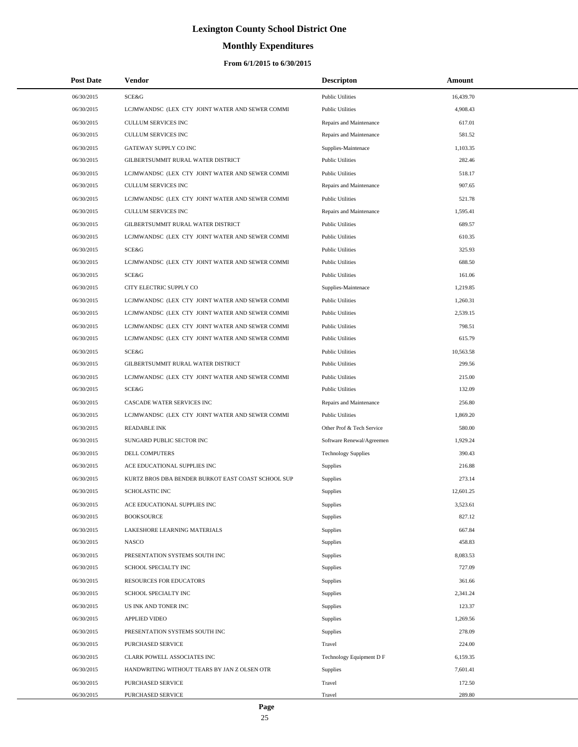# Lexington County School District One

## Monthly Expenditures

### From 6/1/2015 to 6/30/2015

| Post Date | Vendor | Descripton | Amount |
|---|---|---|---|
| 06/30/2015 | SCE&G | Public Utilities | 16,439.70 |
| 06/30/2015 | LCJMWANDSC (LEX CTY JOINT WATER AND SEWER COMMI | Public Utilities | 4,908.43 |
| 06/30/2015 | CULLUM SERVICES INC | Repairs and Maintenance | 617.01 |
| 06/30/2015 | CULLUM SERVICES INC | Repairs and Maintenance | 581.52 |
| 06/30/2015 | GATEWAY SUPPLY CO INC | Supplies-Maintenace | 1,103.35 |
| 06/30/2015 | GILBERTSUMMIT RURAL WATER DISTRICT | Public Utilities | 282.46 |
| 06/30/2015 | LCJMWANDSC (LEX CTY JOINT WATER AND SEWER COMMI | Public Utilities | 518.17 |
| 06/30/2015 | CULLUM SERVICES INC | Repairs and Maintenance | 907.65 |
| 06/30/2015 | LCJMWANDSC (LEX CTY JOINT WATER AND SEWER COMMI | Public Utilities | 521.78 |
| 06/30/2015 | CULLUM SERVICES INC | Repairs and Maintenance | 1,595.41 |
| 06/30/2015 | GILBERTSUMMIT RURAL WATER DISTRICT | Public Utilities | 689.57 |
| 06/30/2015 | LCJMWANDSC (LEX CTY JOINT WATER AND SEWER COMMI | Public Utilities | 610.35 |
| 06/30/2015 | SCE&G | Public Utilities | 325.93 |
| 06/30/2015 | LCJMWANDSC (LEX CTY JOINT WATER AND SEWER COMMI | Public Utilities | 688.50 |
| 06/30/2015 | SCE&G | Public Utilities | 161.06 |
| 06/30/2015 | CITY ELECTRIC SUPPLY CO | Supplies-Maintenace | 1,219.85 |
| 06/30/2015 | LCJMWANDSC (LEX CTY JOINT WATER AND SEWER COMMI | Public Utilities | 1,260.31 |
| 06/30/2015 | LCJMWANDSC (LEX CTY JOINT WATER AND SEWER COMMI | Public Utilities | 2,539.15 |
| 06/30/2015 | LCJMWANDSC (LEX CTY JOINT WATER AND SEWER COMMI | Public Utilities | 798.51 |
| 06/30/2015 | LCJMWANDSC (LEX CTY JOINT WATER AND SEWER COMMI | Public Utilities | 615.79 |
| 06/30/2015 | SCE&G | Public Utilities | 10,563.58 |
| 06/30/2015 | GILBERTSUMMIT RURAL WATER DISTRICT | Public Utilities | 299.56 |
| 06/30/2015 | LCJMWANDSC (LEX CTY JOINT WATER AND SEWER COMMI | Public Utilities | 215.00 |
| 06/30/2015 | SCE&G | Public Utilities | 132.09 |
| 06/30/2015 | CASCADE WATER SERVICES INC | Repairs and Maintenance | 256.80 |
| 06/30/2015 | LCJMWANDSC (LEX CTY JOINT WATER AND SEWER COMMI | Public Utilities | 1,869.20 |
| 06/30/2015 | READABLE INK | Other Prof & Tech Service | 580.00 |
| 06/30/2015 | SUNGARD PUBLIC SECTOR INC | Software Renewal/Agreemen | 1,929.24 |
| 06/30/2015 | DELL COMPUTERS | Technology Supplies | 390.43 |
| 06/30/2015 | ACE EDUCATIONAL SUPPLIES INC | Supplies | 216.88 |
| 06/30/2015 | KURTZ BROS DBA BENDER BURKOT EAST COAST SCHOOL SUP | Supplies | 273.14 |
| 06/30/2015 | SCHOLASTIC INC | Supplies | 12,601.25 |
| 06/30/2015 | ACE EDUCATIONAL SUPPLIES INC | Supplies | 3,523.61 |
| 06/30/2015 | BOOKSOURCE | Supplies | 827.12 |
| 06/30/2015 | LAKESHORE LEARNING MATERIALS | Supplies | 667.84 |
| 06/30/2015 | NASCO | Supplies | 458.83 |
| 06/30/2015 | PRESENTATION SYSTEMS SOUTH INC | Supplies | 8,083.53 |
| 06/30/2015 | SCHOOL SPECIALTY INC | Supplies | 727.09 |
| 06/30/2015 | RESOURCES FOR EDUCATORS | Supplies | 361.66 |
| 06/30/2015 | SCHOOL SPECIALTY INC | Supplies | 2,341.24 |
| 06/30/2015 | US INK AND TONER INC | Supplies | 123.37 |
| 06/30/2015 | APPLIED VIDEO | Supplies | 1,269.56 |
| 06/30/2015 | PRESENTATION SYSTEMS SOUTH INC | Supplies | 278.09 |
| 06/30/2015 | PURCHASED SERVICE | Travel | 224.00 |
| 06/30/2015 | CLARK POWELL ASSOCIATES INC | Technology Equipment D F | 6,159.35 |
| 06/30/2015 | HANDWRITING WITHOUT TEARS BY JAN Z OLSEN OTR | Supplies | 7,601.41 |
| 06/30/2015 | PURCHASED SERVICE | Travel | 172.50 |
| 06/30/2015 | PURCHASED SERVICE | Travel | 289.80 |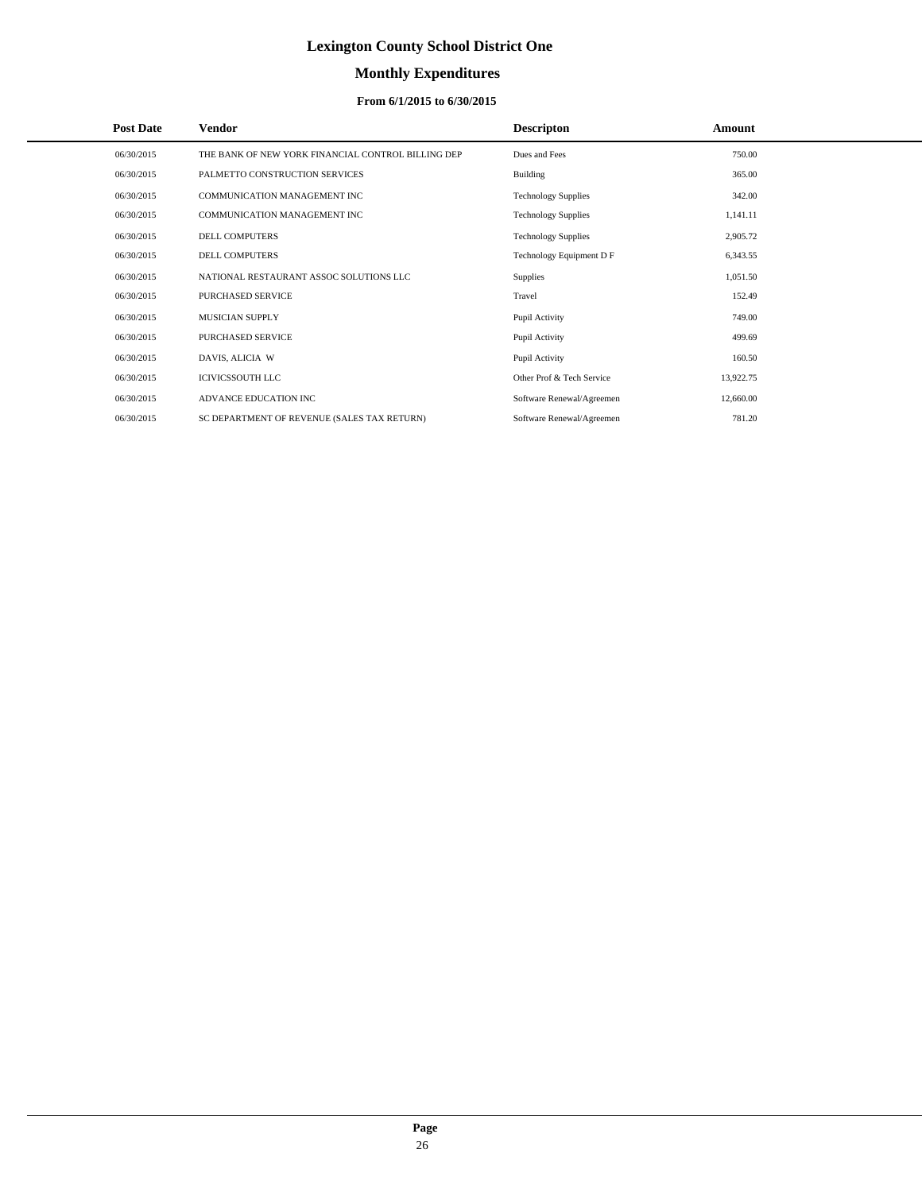# Lexington County School District One

## Monthly Expenditures

### From 6/1/2015 to 6/30/2015

| Post Date | Vendor | Descripton | Amount |
|---|---|---|---|
| 06/30/2015 | THE BANK OF NEW YORK FINANCIAL CONTROL BILLING DEP | Dues and Fees | 750.00 |
| 06/30/2015 | PALMETTO CONSTRUCTION SERVICES | Building | 365.00 |
| 06/30/2015 | COMMUNICATION MANAGEMENT INC | Technology Supplies | 342.00 |
| 06/30/2015 | COMMUNICATION MANAGEMENT INC | Technology Supplies | 1,141.11 |
| 06/30/2015 | DELL COMPUTERS | Technology Supplies | 2,905.72 |
| 06/30/2015 | DELL COMPUTERS | Technology Equipment D F | 6,343.55 |
| 06/30/2015 | NATIONAL RESTAURANT ASSOC SOLUTIONS LLC | Supplies | 1,051.50 |
| 06/30/2015 | PURCHASED SERVICE | Travel | 152.49 |
| 06/30/2015 | MUSICIAN SUPPLY | Pupil Activity | 749.00 |
| 06/30/2015 | PURCHASED SERVICE | Pupil Activity | 499.69 |
| 06/30/2015 | DAVIS, ALICIA W | Pupil Activity | 160.50 |
| 06/30/2015 | ICIVICSSOUTH LLC | Other Prof & Tech Service | 13,922.75 |
| 06/30/2015 | ADVANCE EDUCATION INC | Software Renewal/Agreemen | 12,660.00 |
| 06/30/2015 | SC DEPARTMENT OF REVENUE (SALES TAX RETURN) | Software Renewal/Agreemen | 781.20 |